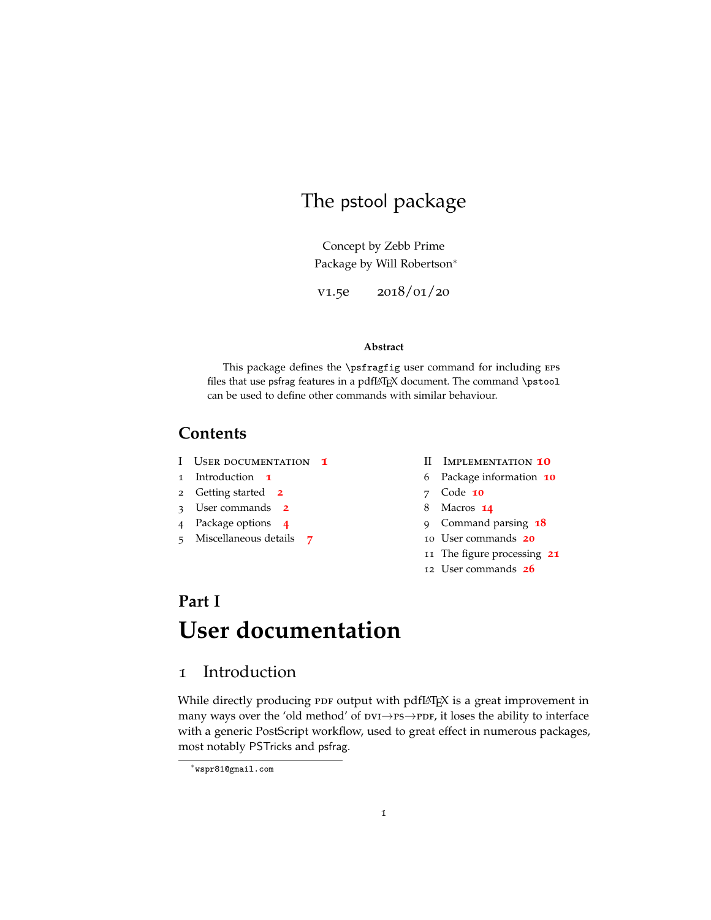# The pstool package

Concept by Zebb Prime
Package by Will Robertson[*]

v1.5e 2018/01/20

**Abstract**

This package defines the `\psfragfig` user command for including EPS files that use psfrag features in a pdfLaTeX document. The command `\pstool` can be used to define other commands with similar behaviour.

## Contents

- I User documentation 1
  - 1 Introduction 1
  - 2 Getting started 2
  - 3 User commands 2
  - 4 Package options 4
  - 5 Miscellaneous details 7
- II Implementation 10
  - 6 Package information 10
  - 7 Code 10
  - 8 Macros 14
  - 9 Command parsing 18
  - 10 User commands 20
  - 11 The figure processing 21
  - 12 User commands 26

# Part I
# User documentation

## 1 Introduction

While directly producing PDF output with pdfLaTeX is a great improvement in many ways over the 'old method' of DVI→PS→PDF, it loses the ability to interface with a generic PostScript workflow, used to great effect in numerous packages, most notably PSTricks and psfrag.

[*]wspr81@gmail.com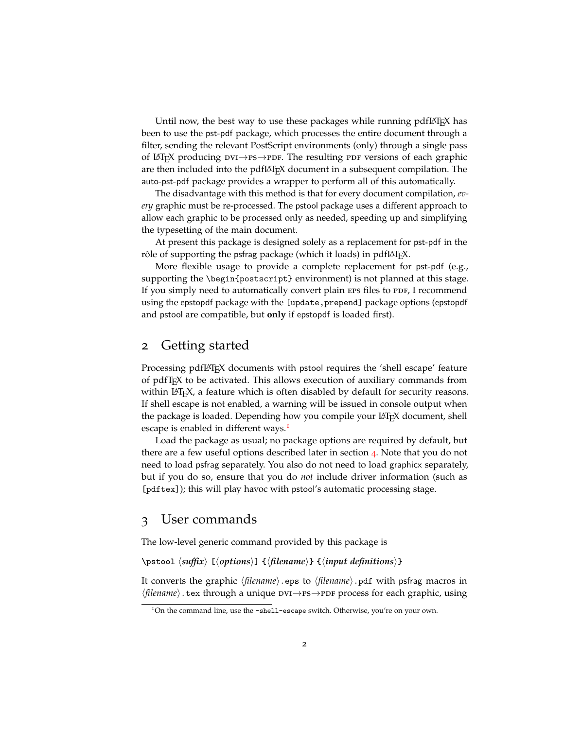Until now, the best way to use these packages while running pdfLaTeX has been to use the pst-pdf package, which processes the entire document through a filter, sending the relevant PostScript environments (only) through a single pass of LaTeX producing DVI→PS→PDF. The resulting PDF versions of each graphic are then included into the pdfLaTeX document in a subsequent compilation. The auto-pst-pdf package provides a wrapper to perform all of this automatically.

The disadvantage with this method is that for every document compilation, *every* graphic must be re-processed. The pstool package uses a different approach to allow each graphic to be processed only as needed, speeding up and simplifying the typesetting of the main document.

At present this package is designed solely as a replacement for pst-pdf in the rôle of supporting the psfrag package (which it loads) in pdfLaTeX.

More flexible usage to provide a complete replacement for pst-pdf (e.g., supporting the `\begin{postscript}` environment) is not planned at this stage. If you simply need to automatically convert plain EPS files to PDF, I recommend using the epstopdf package with the `[update,prepend]` package options (epstopdf and pstool are compatible, but **only** if epstopdf is loaded first).

## 2 Getting started

Processing pdfLaTeX documents with pstool requires the 'shell escape' feature of pdfTeX to be activated. This allows execution of auxiliary commands from within LaTeX, a feature which is often disabled by default for security reasons. If shell escape is not enabled, a warning will be issued in console output when the package is loaded. Depending how you compile your LaTeX document, shell escape is enabled in different ways.[1]

Load the package as usual; no package options are required by default, but there are a few useful options described later in section 4. Note that you do not need to load psfrag separately. You also do not need to load graphicx separately, but if you do so, ensure that you do *not* include driver information (such as `[pdftex]`); this will play havoc with pstool's automatic processing stage.

## 3 User commands

The low-level generic command provided by this package is

`\pstool` ⟨*suffix*⟩ `[`⟨*options*⟩`]` `{`⟨*filename*⟩`}` `{`⟨*input definitions*⟩`}`

It converts the graphic ⟨*filename*⟩`.eps` to ⟨*filename*⟩`.pdf` with psfrag macros in ⟨*filename*⟩`.tex` through a unique DVI→PS→PDF process for each graphic, using

[1] On the command line, use the `-shell-escape` switch. Otherwise, you're on your own.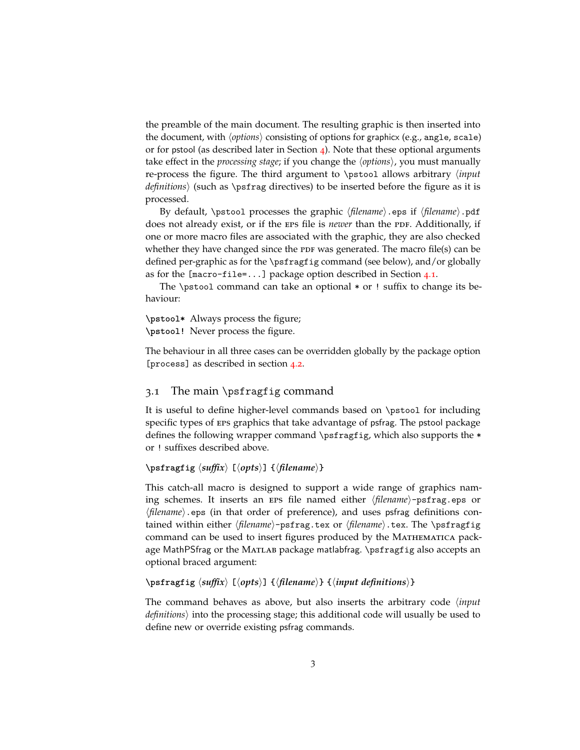the preamble of the main document. The resulting graphic is then inserted into the document, with ⟨*options*⟩ consisting of options for graphicx (e.g., `angle`, `scale`) or for pstool (as described later in Section 4). Note that these optional arguments take effect in the *processing stage*; if you change the ⟨*options*⟩, you must manually re-process the figure. The third argument to `\pstool` allows arbitrary ⟨*input definitions*⟩ (such as `\psfrag` directives) to be inserted before the figure as it is processed.

By default, `\pstool` processes the graphic ⟨*filename*⟩`.eps` if ⟨*filename*⟩`.pdf` does not already exist, or if the EPS file is *newer* than the PDF. Additionally, if one or more macro files are associated with the graphic, they are also checked whether they have changed since the PDF was generated. The macro file(s) can be defined per-graphic as for the `\psfragfig` command (see below), and/or globally as for the `[macro-file=...]` package option described in Section 4.1.

The `\pstool` command can take an optional `*` or `!` suffix to change its behaviour:

**`\pstool*`** Always process the figure;
**`\pstool!`** Never process the figure.

The behaviour in all three cases can be overridden globally by the package option `[process]` as described in section 4.2.

## 3.1 The main `\psfragfig` command

It is useful to define higher-level commands based on `\pstool` for including specific types of EPS graphics that take advantage of psfrag. The pstool package defines the following wrapper command `\psfragfig`, which also supports the `*` or `!` suffixes described above.

**`\psfragfig`** ⟨***suffix***⟩ **`[`**⟨***opts***⟩**`]`** **`{`**⟨***filename***⟩**`}`**

This catch-all macro is designed to support a wide range of graphics naming schemes. It inserts an EPS file named either ⟨*filename*⟩`-psfrag.eps` or ⟨*filename*⟩`.eps` (in that order of preference), and uses psfrag definitions contained within either ⟨*filename*⟩`-psfrag.tex` or ⟨*filename*⟩`.tex`. The `\psfragfig` command can be used to insert figures produced by the MATHEMATICA package MathPSfrag or the MATLAB package matlabfrag. `\psfragfig` also accepts an optional braced argument:

**`\psfragfig`** ⟨***suffix***⟩ **`[`**⟨***opts***⟩**`]`** **`{`**⟨***filename***⟩**`}`** **`{`**⟨***input definitions***⟩**`}`**

The command behaves as above, but also inserts the arbitrary code ⟨*input definitions*⟩ into the processing stage; this additional code will usually be used to define new or override existing psfrag commands.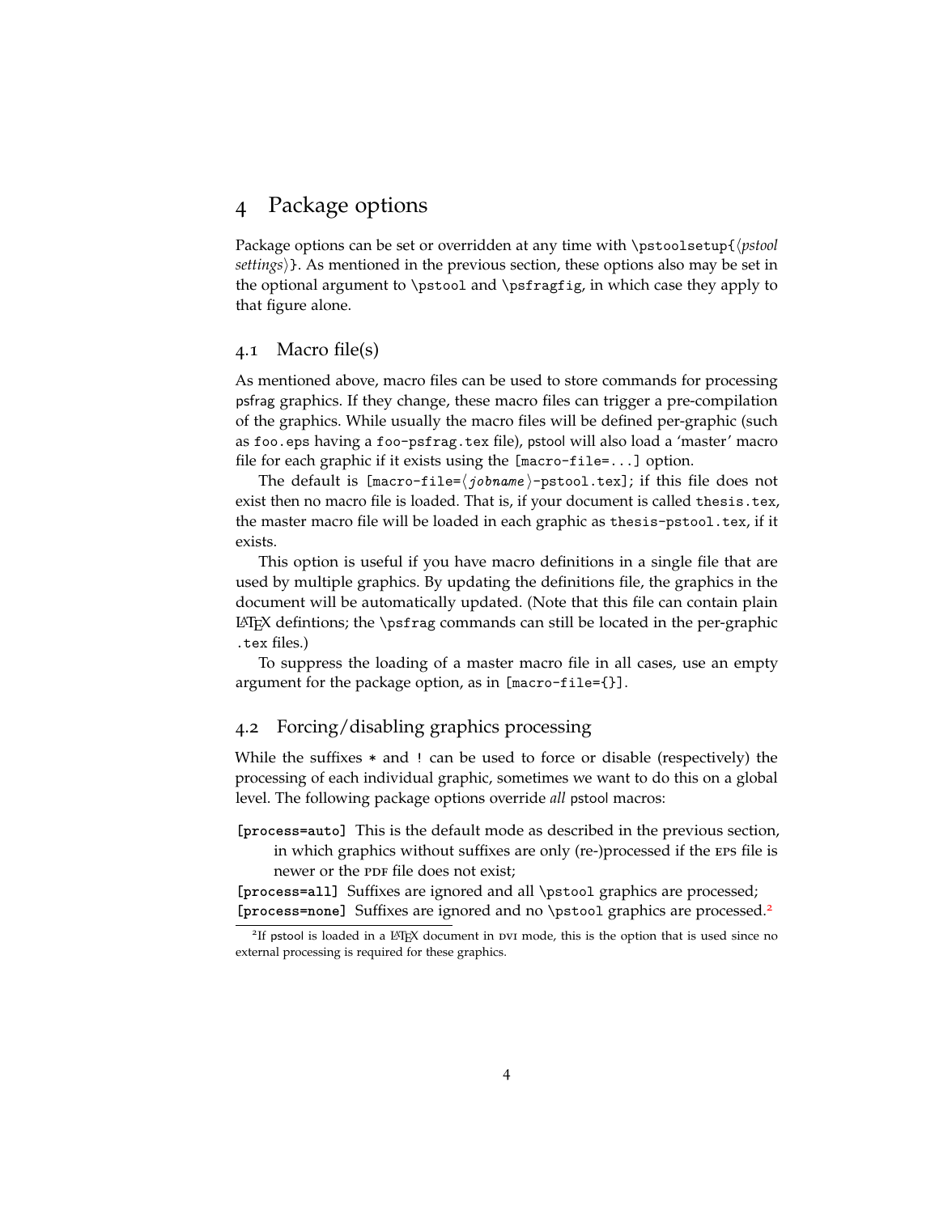# 4 Package options

Package options can be set or overridden at any time with `\pstoolsetup{⟨pstool settings⟩}`. As mentioned in the previous section, these options also may be set in the optional argument to `\pstool` and `\psfragfig`, in which case they apply to that figure alone.

## 4.1 Macro file(s)

As mentioned above, macro files can be used to store commands for processing psfrag graphics. If they change, these macro files can trigger a pre-compilation of the graphics. While usually the macro files will be defined per-graphic (such as `foo.eps` having a `foo-psfrag.tex` file), pstool will also load a 'master' macro file for each graphic if it exists using the `[macro-file=...]` option.

The default is `[macro-file=⟨jobname⟩-pstool.tex]`; if this file does not exist then no macro file is loaded. That is, if your document is called `thesis.tex`, the master macro file will be loaded in each graphic as `thesis-pstool.tex`, if it exists.

This option is useful if you have macro definitions in a single file that are used by multiple graphics. By updating the definitions file, the graphics in the document will be automatically updated. (Note that this file can contain plain LaTeX defintions; the `\psfrag` commands can still be located in the per-graphic `.tex` files.)

To suppress the loading of a master macro file in all cases, use an empty argument for the package option, as in `[macro-file={}]`.

## 4.2 Forcing/disabling graphics processing

While the suffixes `*` and `!` can be used to force or disable (respectively) the processing of each individual graphic, sometimes we want to do this on a global level. The following package options override *all* pstool macros:

**`[process=auto]`** This is the default mode as described in the previous section, in which graphics without suffixes are only (re-)processed if the EPS file is newer or the PDF file does not exist;

**`[process=all]`** Suffixes are ignored and all `\pstool` graphics are processed;

**`[process=none]`** Suffixes are ignored and no `\pstool` graphics are processed.[2]

[2] If pstool is loaded in a LaTeX document in DVI mode, this is the option that is used since no external processing is required for these graphics.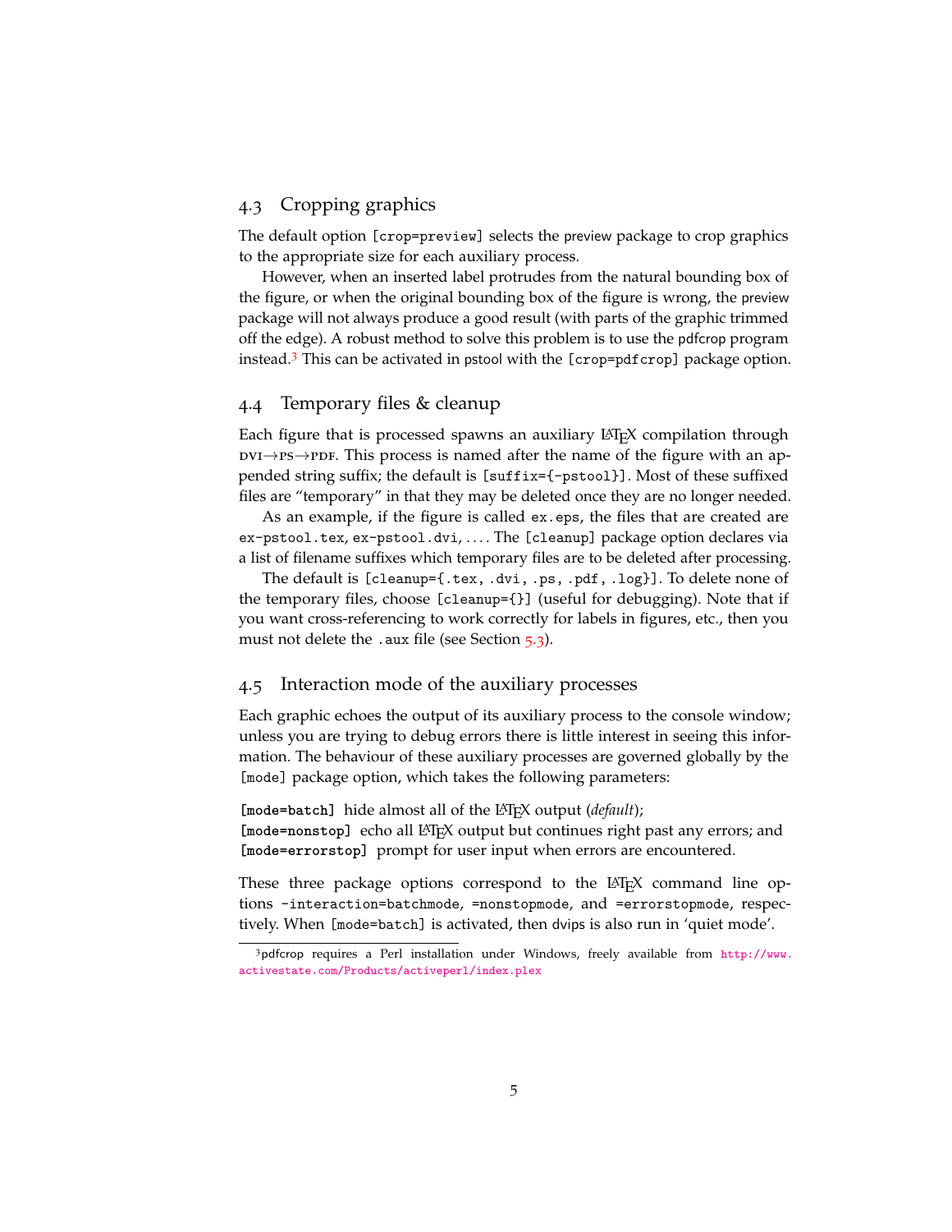## 4.3 Cropping graphics

The default option `[crop=preview]` selects the preview package to crop graphics to the appropriate size for each auxiliary process.

However, when an inserted label protrudes from the natural bounding box of the figure, or when the original bounding box of the figure is wrong, the preview package will not always produce a good result (with parts of the graphic trimmed off the edge). A robust method to solve this problem is to use the pdfcrop program instead.[3] This can be activated in pstool with the `[crop=pdfcrop]` package option.

## 4.4 Temporary files & cleanup

Each figure that is processed spawns an auxiliary LaTeX compilation through DVI→PS→PDF. This process is named after the name of the figure with an appended string suffix; the default is `[suffix={-pstool}]`. Most of these suffixed files are "temporary" in that they may be deleted once they are no longer needed.

As an example, if the figure is called `ex.eps`, the files that are created are `ex-pstool.tex`, `ex-pstool.dvi`, . . . . The `[cleanup]` package option declares via a list of filename suffixes which temporary files are to be deleted after processing.

The default is `[cleanup={.tex, .dvi, .ps, .pdf, .log}]`. To delete none of the temporary files, choose `[cleanup={}]` (useful for debugging). Note that if you want cross-referencing to work correctly for labels in figures, etc., then you must not delete the `.aux` file (see Section 5.3).

## 4.5 Interaction mode of the auxiliary processes

Each graphic echoes the output of its auxiliary process to the console window; unless you are trying to debug errors there is little interest in seeing this information. The behaviour of these auxiliary processes are governed globally by the `[mode]` package option, which takes the following parameters:

**`[mode=batch]`** hide almost all of the LaTeX output (*default*);
**`[mode=nonstop]`** echo all LaTeX output but continues right past any errors; and
**`[mode=errorstop]`** prompt for user input when errors are encountered.

These three package options correspond to the LaTeX command line options `-interaction=batchmode`, `=nonstopmode`, and `=errorstopmode`, respectively. When `[mode=batch]` is activated, then dvips is also run in 'quiet mode'.

---

[3] pdfcrop requires a Perl installation under Windows, freely available from http://www.activestate.com/Products/activeperl/index.plex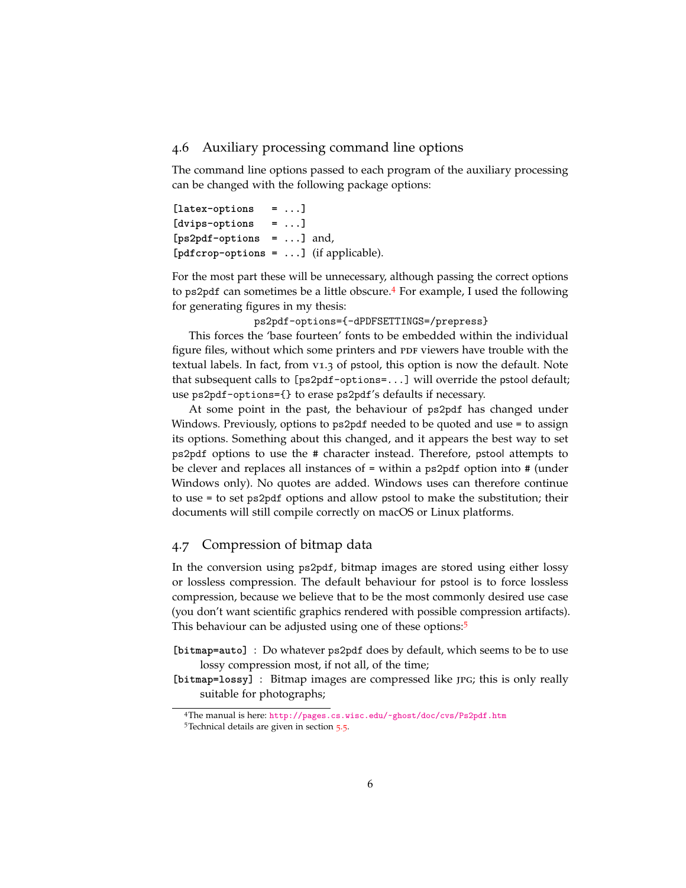## 4.6 Auxiliary processing command line options

The command line options passed to each program of the auxiliary processing can be changed with the following package options:

```
[latex-options   = ...]
[dvips-options   = ...]
[ps2pdf-options  = ...] and,
[pdfcrop-options = ...] (if applicable).
```

For the most part these will be unnecessary, although passing the correct options to `ps2pdf` can sometimes be a little obscure.[4] For example, I used the following for generating figures in my thesis:

```
ps2pdf-options={-dPDFSETTINGS=/prepress}
```

This forces the 'base fourteen' fonts to be embedded within the individual figure files, without which some printers and PDF viewers have trouble with the textual labels. In fact, from v1.3 of pstool, this option is now the default. Note that subsequent calls to `[ps2pdf-options=...]` will override the pstool default; use `ps2pdf-options={}` to erase `ps2pdf`'s defaults if necessary.

At some point in the past, the behaviour of `ps2pdf` has changed under Windows. Previously, options to `ps2pdf` needed to be quoted and use `=` to assign its options. Something about this changed, and it appears the best way to set `ps2pdf` options to use the `#` character instead. Therefore, pstool attempts to be clever and replaces all instances of `=` within a `ps2pdf` option into `#` (under Windows only). No quotes are added. Windows uses can therefore continue to use `=` to set `ps2pdf` options and allow pstool to make the substitution; their documents will still compile correctly on macOS or Linux platforms.

## 4.7 Compression of bitmap data

In the conversion using `ps2pdf`, bitmap images are stored using either lossy or lossless compression. The default behaviour for pstool is to force lossless compression, because we believe that to be the most commonly desired use case (you don't want scientific graphics rendered with possible compression artifacts). This behaviour can be adjusted using one of these options:[5]

**`[bitmap=auto]`** : Do whatever `ps2pdf` does by default, which seems to be to use lossy compression most, if not all, of the time;

**`[bitmap=lossy]`** : Bitmap images are compressed like JPG; this is only really suitable for photographs;

---

[4] The manual is here: http://pages.cs.wisc.edu/~ghost/doc/cvs/Ps2pdf.htm

[5] Technical details are given in section 5.5.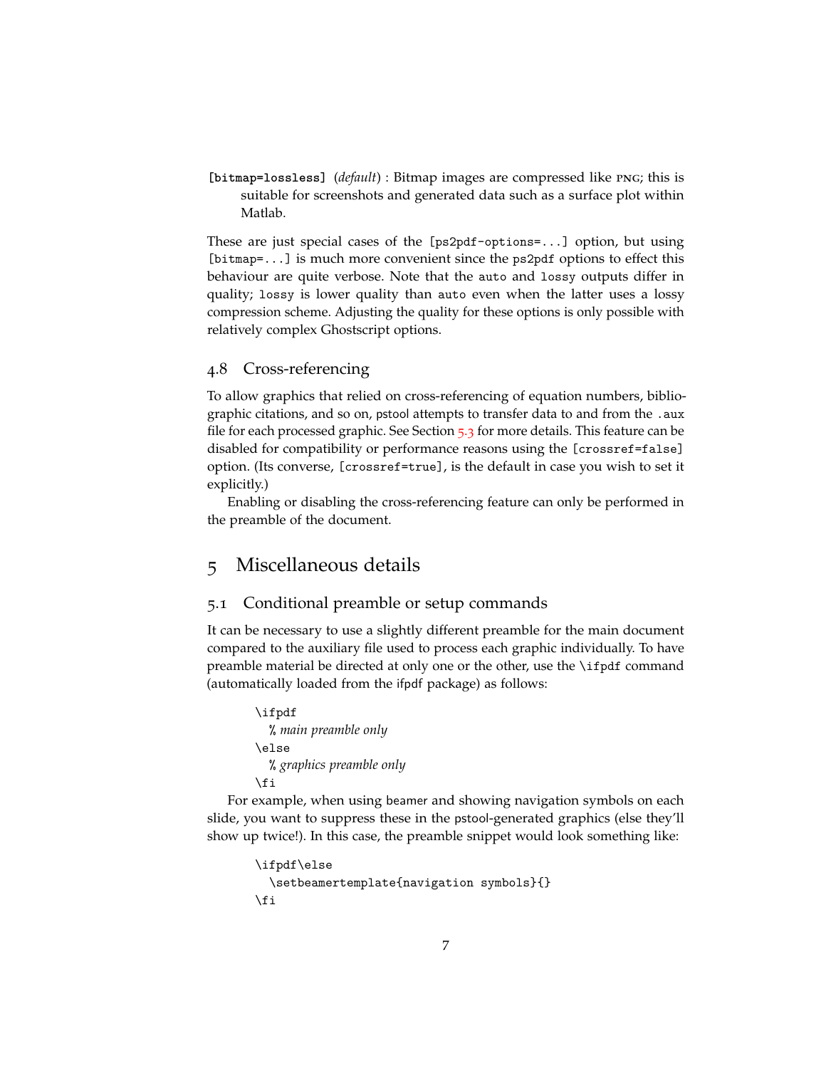**[bitmap=lossless]** (*default*) : Bitmap images are compressed like PNG; this is suitable for screenshots and generated data such as a surface plot within Matlab.

These are just special cases of the [ps2pdf-options=...] option, but using [bitmap=...] is much more convenient since the ps2pdf options to effect this behaviour are quite verbose. Note that the auto and lossy outputs differ in quality; lossy is lower quality than auto even when the latter uses a lossy compression scheme. Adjusting the quality for these options is only possible with relatively complex Ghostscript options.

### 4.8 Cross-referencing

To allow graphics that relied on cross-referencing of equation numbers, bibliographic citations, and so on, pstool attempts to transfer data to and from the .aux file for each processed graphic. See Section 5.3 for more details. This feature can be disabled for compatibility or performance reasons using the [crossref=false] option. (Its converse, [crossref=true], is the default in case you wish to set it explicitly.)

Enabling or disabling the cross-referencing feature can only be performed in the preamble of the document.

## 5 Miscellaneous details

### 5.1 Conditional preamble or setup commands

It can be necessary to use a slightly different preamble for the main document compared to the auxiliary file used to process each graphic individually. To have preamble material be directed at only one or the other, use the \ifpdf command (automatically loaded from the ifpdf package) as follows:

```
\ifpdf
  % main preamble only
\else
  % graphics preamble only
\fi
```

For example, when using beamer and showing navigation symbols on each slide, you want to suppress these in the pstool-generated graphics (else they'll show up twice!). In this case, the preamble snippet would look something like:

```
\ifpdf\else
  \setbeamertemplate{navigation symbols}{}
\fi
```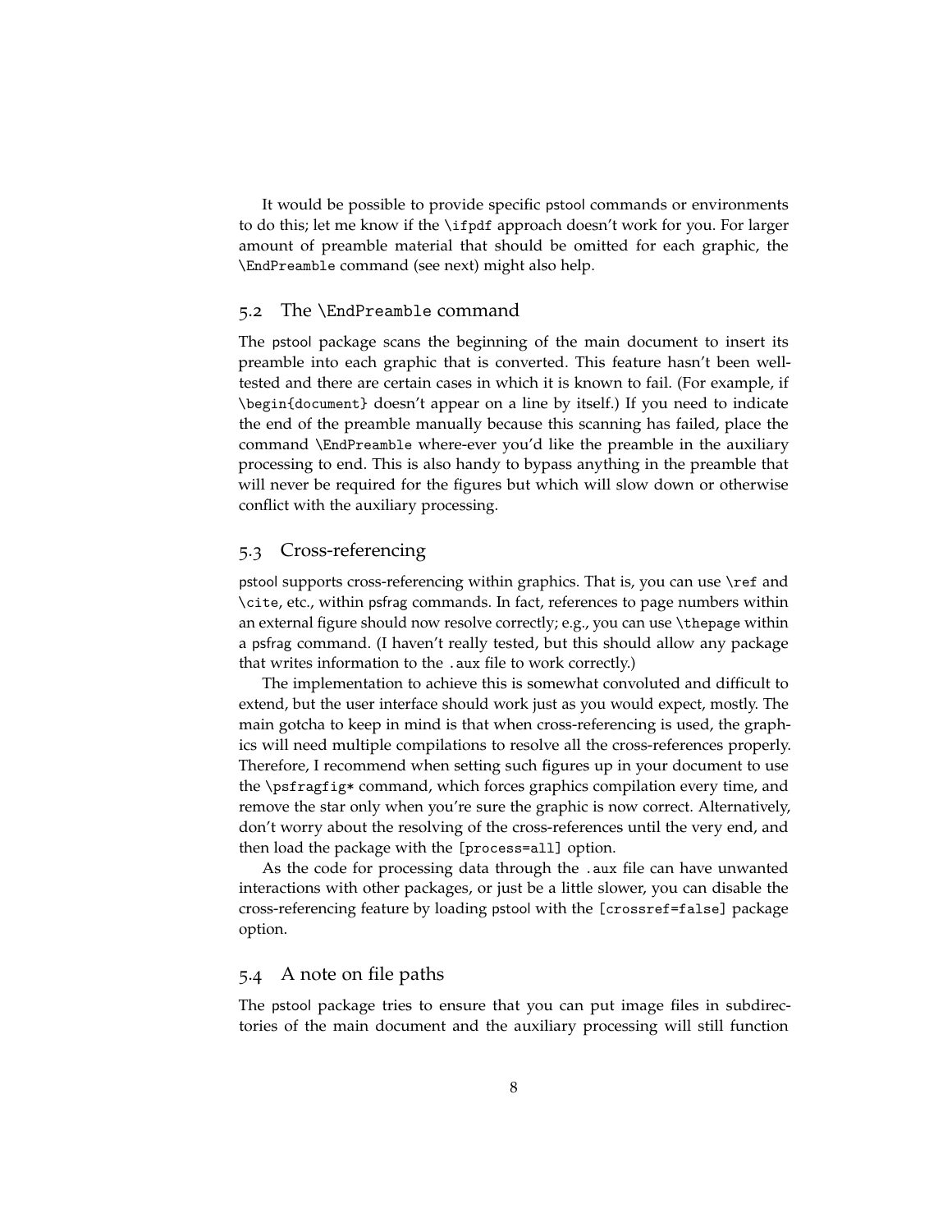It would be possible to provide specific pstool commands or environments to do this; let me know if the `\ifpdf` approach doesn't work for you. For larger amount of preamble material that should be omitted for each graphic, the `\EndPreamble` command (see next) might also help.

### 5.2 The `\EndPreamble` command

The pstool package scans the beginning of the main document to insert its preamble into each graphic that is converted. This feature hasn't been well-tested and there are certain cases in which it is known to fail. (For example, if `\begin{document}` doesn't appear on a line by itself.) If you need to indicate the end of the preamble manually because this scanning has failed, place the command `\EndPreamble` where-ever you'd like the preamble in the auxiliary processing to end. This is also handy to bypass anything in the preamble that will never be required for the figures but which will slow down or otherwise conflict with the auxiliary processing.

### 5.3 Cross-referencing

pstool supports cross-referencing within graphics. That is, you can use `\ref` and `\cite`, etc., within psfrag commands. In fact, references to page numbers within an external figure should now resolve correctly; e.g., you can use `\thepage` within a psfrag command. (I haven't really tested, but this should allow any package that writes information to the `.aux` file to work correctly.)

The implementation to achieve this is somewhat convoluted and difficult to extend, but the user interface should work just as you would expect, mostly. The main gotcha to keep in mind is that when cross-referencing is used, the graphics will need multiple compilations to resolve all the cross-references properly. Therefore, I recommend when setting such figures up in your document to use the `\psfragfig*` command, which forces graphics compilation every time, and remove the star only when you're sure the graphic is now correct. Alternatively, don't worry about the resolving of the cross-references until the very end, and then load the package with the `[process=all]` option.

As the code for processing data through the `.aux` file can have unwanted interactions with other packages, or just be a little slower, you can disable the cross-referencing feature by loading pstool with the `[crossref=false]` package option.

### 5.4 A note on file paths

The pstool package tries to ensure that you can put image files in subdirectories of the main document and the auxiliary processing will still function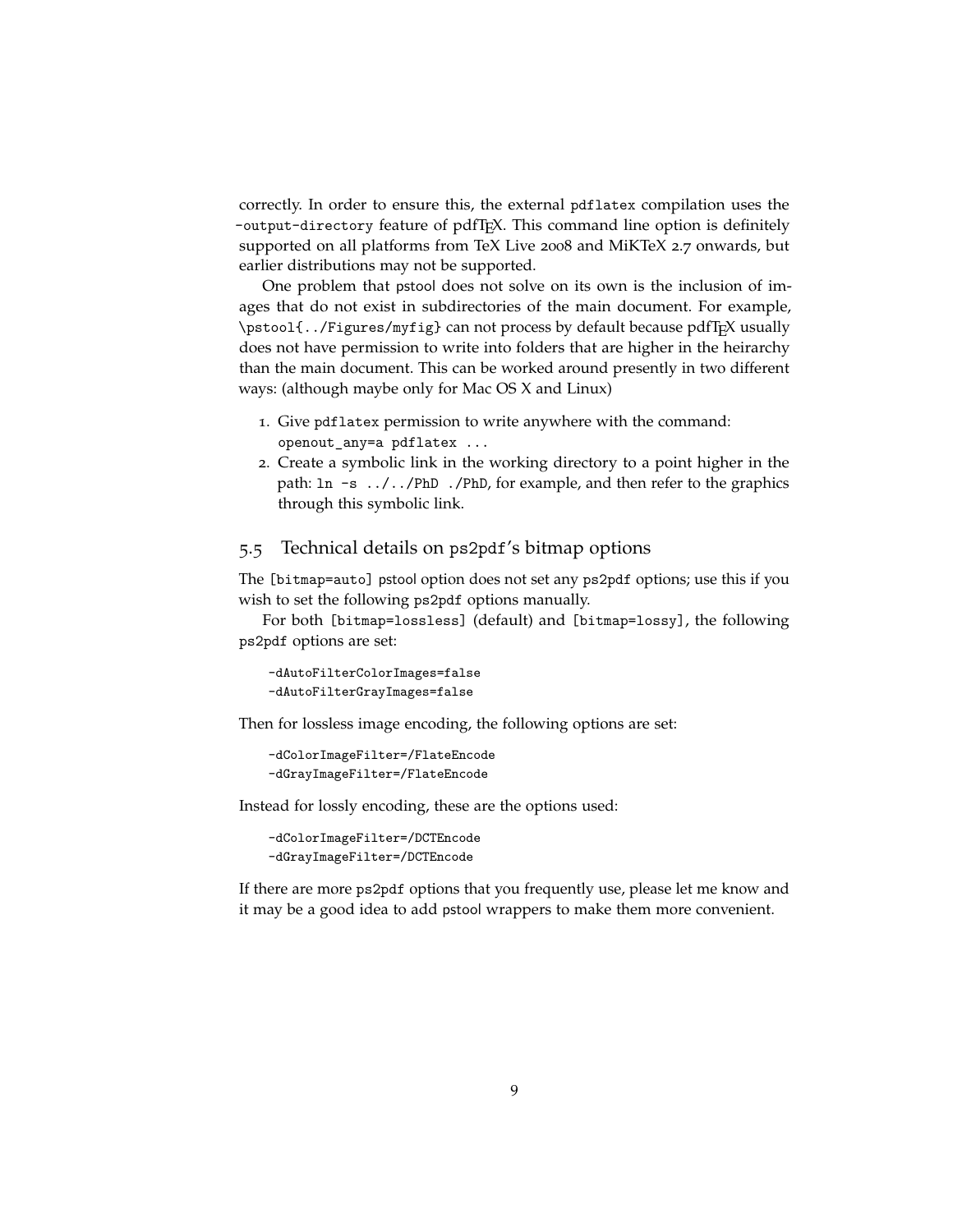correctly. In order to ensure this, the external `pdflatex` compilation uses the `-output-directory` feature of pdfTeX. This command line option is definitely supported on all platforms from TeX Live 2008 and MiKTeX 2.7 onwards, but earlier distributions may not be supported.

One problem that pstool does not solve on its own is the inclusion of images that do not exist in subdirectories of the main document. For example, `\pstool{../Figures/myfig}` can not process by default because pdfTeX usually does not have permission to write into folders that are higher in the heirarchy than the main document. This can be worked around presently in two different ways: (although maybe only for Mac OS X and Linux)

1. Give `pdflatex` permission to write anywhere with the command: `openout_any=a pdflatex ...`
2. Create a symbolic link in the working directory to a point higher in the path: `ln -s ../../PhD ./PhD`, for example, and then refer to the graphics through this symbolic link.

## 5.5 Technical details on ps2pdf's bitmap options

The `[bitmap=auto]` pstool option does not set any `ps2pdf` options; use this if you wish to set the following `ps2pdf` options manually.

For both `[bitmap=lossless]` (default) and `[bitmap=lossy]`, the following `ps2pdf` options are set:

```
-dAutoFilterColorImages=false
-dAutoFilterGrayImages=false
```

Then for lossless image encoding, the following options are set:

```
-dColorImageFilter=/FlateEncode
-dGrayImageFilter=/FlateEncode
```

Instead for lossly encoding, these are the options used:

```
-dColorImageFilter=/DCTEncode
-dGrayImageFilter=/DCTEncode
```

If there are more `ps2pdf` options that you frequently use, please let me know and it may be a good idea to add pstool wrappers to make them more convenient.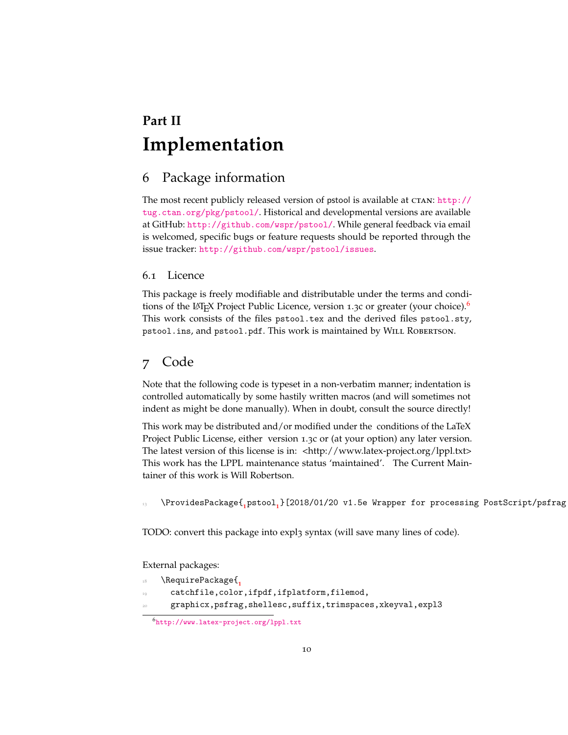# Part II
# Implementation

## 6 Package information

The most recent publicly released version of pstool is available at CTAN: http://tug.ctan.org/pkg/pstool/. Historical and developmental versions are available at GitHub: http://github.com/wspr/pstool/. While general feedback via email is welcomed, specific bugs or feature requests should be reported through the issue tracker: http://github.com/wspr/pstool/issues.

### 6.1 Licence

This package is freely modifiable and distributable under the terms and conditions of the LaTeX Project Public Licence, version 1.3c or greater (your choice).[6] This work consists of the files pstool.tex and the derived files pstool.sty, pstool.ins, and pstool.pdf. This work is maintained by Will Robertson.

## 7 Code

Note that the following code is typeset in a non-verbatim manner; indentation is controlled automatically by some hastily written macros (and will sometimes not indent as might be done manually). When in doubt, consult the source directly!

This work may be distributed and/or modified under the conditions of the LaTeX Project Public License, either version 1.3c or (at your option) any later version. The latest version of this license is in: <http://www.latex-project.org/lppl.txt> This work has the LPPL maintenance status 'maintained'. The Current Maintainer of this work is Will Robertson.

```
13  \ProvidesPackage{pstool}[2018/01/20 v1.5e Wrapper for processing PostScript/psfrag
```

TODO: convert this package into expl3 syntax (will save many lines of code).

External packages:

```
18  \RequirePackage{
19    catchfile,color,ifpdf,ifplatform,filemod,
20    graphicx,psfrag,shellesc,suffix,trimspaces,xkeyval,expl3
```

[6] http://www.latex-project.org/lppl.txt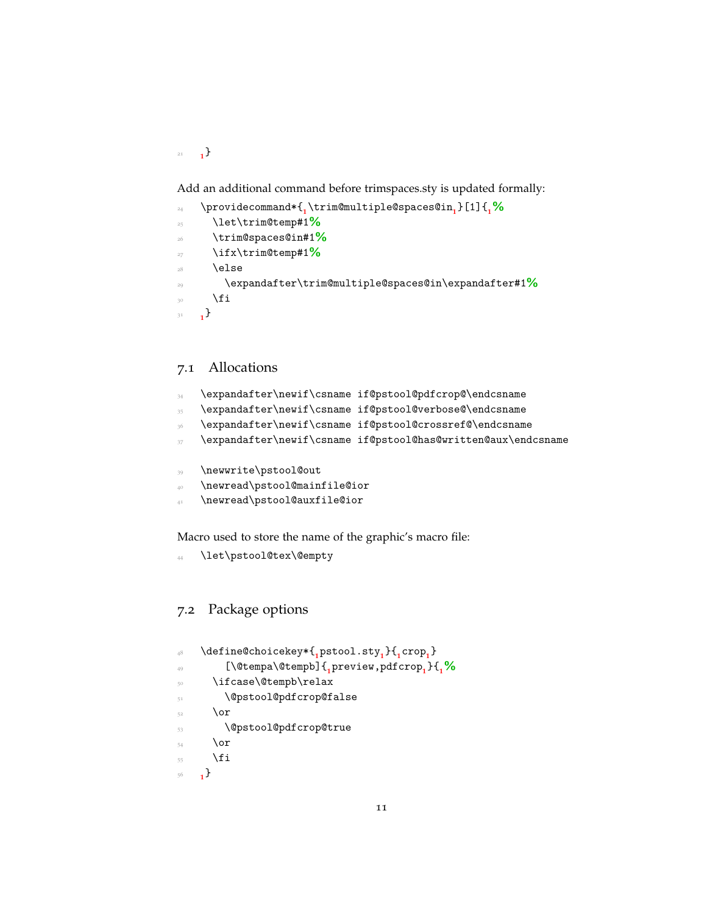```
21 }
```

Add an additional command before trimspaces.sty is updated formally:

```
24 \providecommand*{\trim@multiple@spaces@in}[1]{%
25   \let\trim@temp#1%
26   \trim@spaces@in#1%
27   \ifx\trim@temp#1%
28   \else
29     \expandafter\trim@multiple@spaces@in\expandafter#1%
30   \fi
31 }
```

## 7.1 Allocations

```
34 \expandafter\newif\csname if@pstool@pdfcrop@\endcsname
35 \expandafter\newif\csname if@pstool@verbose@\endcsname
36 \expandafter\newif\csname if@pstool@crossref@\endcsname
37 \expandafter\newif\csname if@pstool@has@written@aux\endcsname

39 \newwrite\pstool@out
40 \newread\pstool@mainfile@ior
41 \newread\pstool@auxfile@ior
```

Macro used to store the name of the graphic's macro file:

```
44 \let\pstool@tex\@empty
```

## 7.2 Package options

```
48 \define@choicekey*{pstool.sty}{crop}
49     [\@tempa\@tempb]{preview,pdfcrop}{%
50   \ifcase\@tempb\relax
51     \@pstool@pdfcrop@false
52   \or
53     \@pstool@pdfcrop@true
54   \or
55   \fi
56 }
```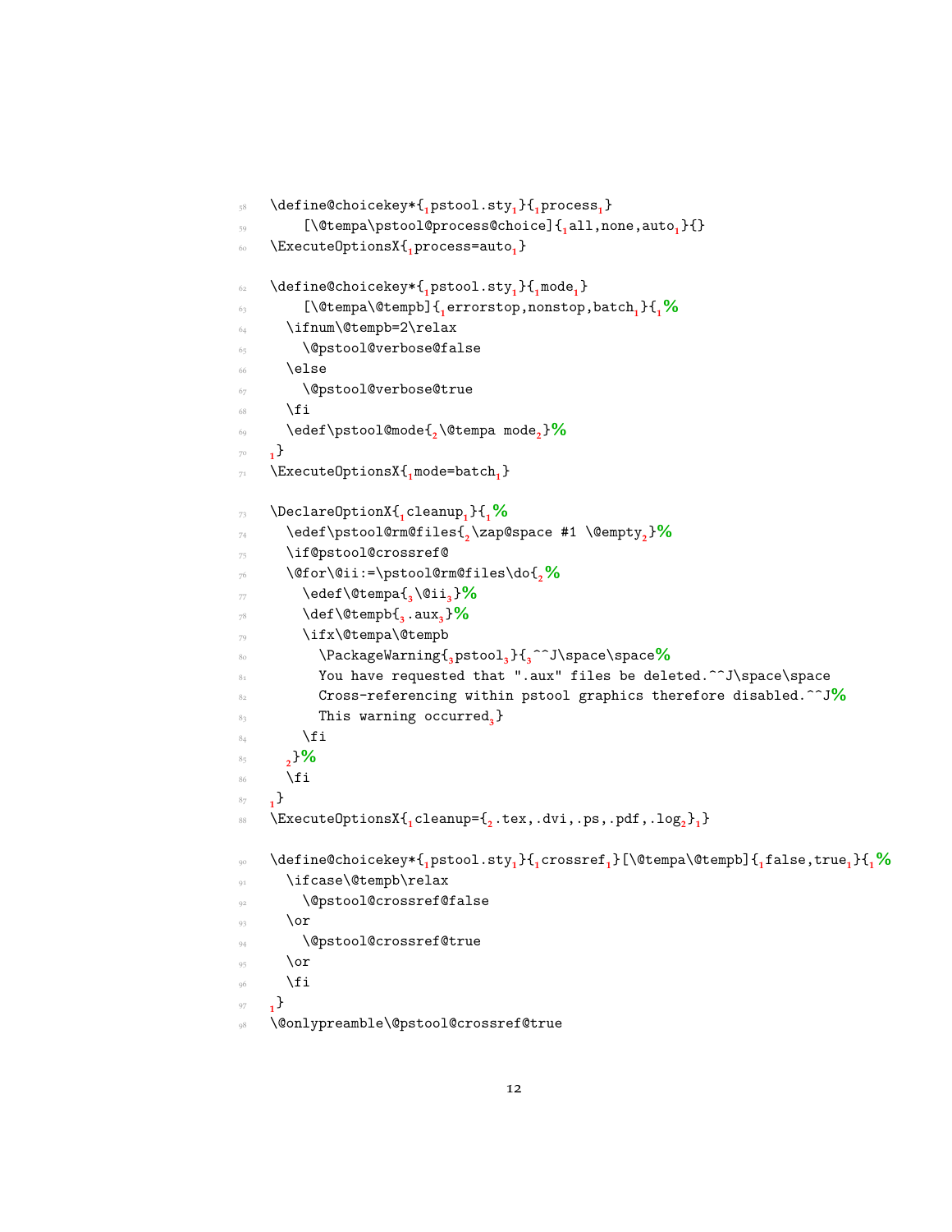```
58 \define@choicekey*{pstool.sty}{process}
59     [\@tempa\pstool@process@choice]{all,none,auto}{}
60 \ExecuteOptionsX{process=auto}

62 \define@choicekey*{pstool.sty}{mode}
63     [\@tempa\@tempb]{errorstop,nonstop,batch}{%
64   \ifnum\@tempb=2\relax
65     \@pstool@verbose@false
66   \else
67     \@pstool@verbose@true
68   \fi
69   \edef\pstool@mode{\@tempa mode}%
70 }
71 \ExecuteOptionsX{mode=batch}

73 \DeclareOptionX{cleanup}{%
74   \edef\pstool@rm@files{\zap@space #1 \@empty}%
75   \if@pstool@crossref@
76   \@for\@ii:=\pstool@rm@files\do{%
77     \edef\@tempa{\@ii}%
78     \def\@tempb{.aux}%
79     \ifx\@tempa\@tempb
80       \PackageWarning{pstool}{^^J\space\space%
81       You have requested that ".aux" files be deleted.^^J\space\space
82       Cross-referencing within pstool graphics therefore disabled.^^J%
83       This warning occurred}
84     \fi
85   }%
86   \fi
87 }
88 \ExecuteOptionsX{cleanup={.tex,.dvi,.ps,.pdf,.log}}

90 \define@choicekey*{pstool.sty}{crossref}[\@tempa\@tempb]{false,true}{%
91   \ifcase\@tempb\relax
92     \@pstool@crossref@false
93   \or
94     \@pstool@crossref@true
95   \or
96   \fi
97 }
98 \@onlypreamble\@pstool@crossref@true
```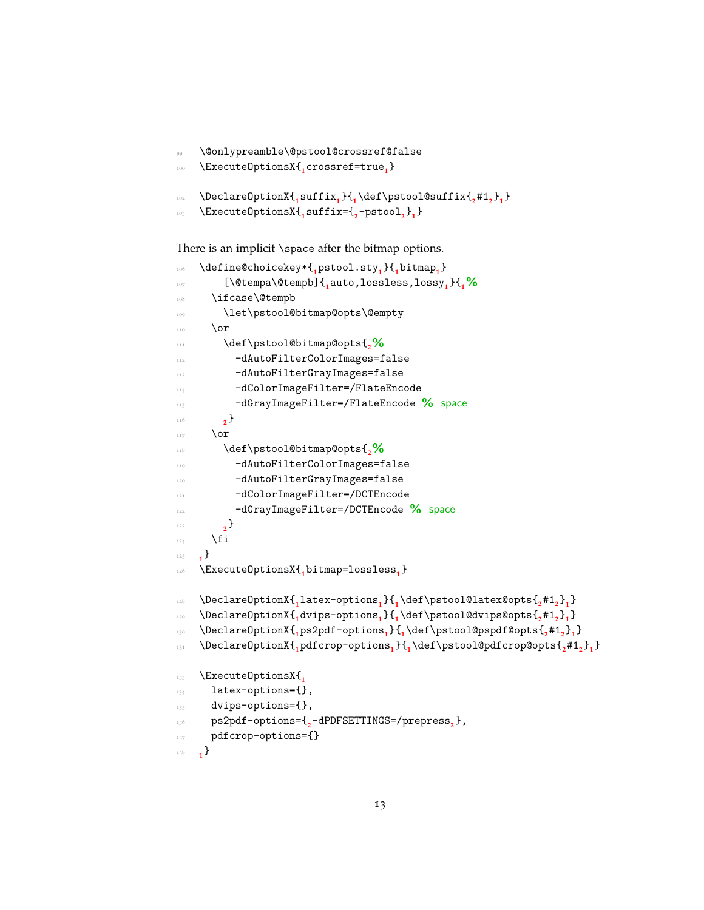```
\@onlypreamble\@pstool@crossref@false
\ExecuteOptionsX{crossref=true}

\DeclareOptionX{suffix}{\def\pstool@suffix{#1}}
\ExecuteOptionsX{suffix={-pstool}}
```

There is an implicit \space after the bitmap options.

```
\define@choicekey*{pstool.sty}{bitmap}
    [\@tempa\@tempb]{auto,lossless,lossy}{%
  \ifcase\@tempb
    \let\pstool@bitmap@opts\@empty
  \or
    \def\pstool@bitmap@opts{%
      -dAutoFilterColorImages=false
      -dAutoFilterGrayImages=false
      -dColorImageFilter=/FlateEncode
      -dGrayImageFilter=/FlateEncode % space
    }
  \or
    \def\pstool@bitmap@opts{%
      -dAutoFilterColorImages=false
      -dAutoFilterGrayImages=false
      -dColorImageFilter=/DCTEncode
      -dGrayImageFilter=/DCTEncode % space
    }
  \fi
}
\ExecuteOptionsX{bitmap=lossless}

\DeclareOptionX{latex-options}{\def\pstool@latex@opts{#1}}
\DeclareOptionX{dvips-options}{\def\pstool@dvips@opts{#1}}
\DeclareOptionX{ps2pdf-options}{\def\pstool@pspdf@opts{#1}}
\DeclareOptionX{pdfcrop-options}{\def\pstool@pdfcrop@opts{#1}}

\ExecuteOptionsX{
  latex-options={},
  dvips-options={},
  ps2pdf-options={-dPDFSETTINGS=/prepress},
  pdfcrop-options={}
}
```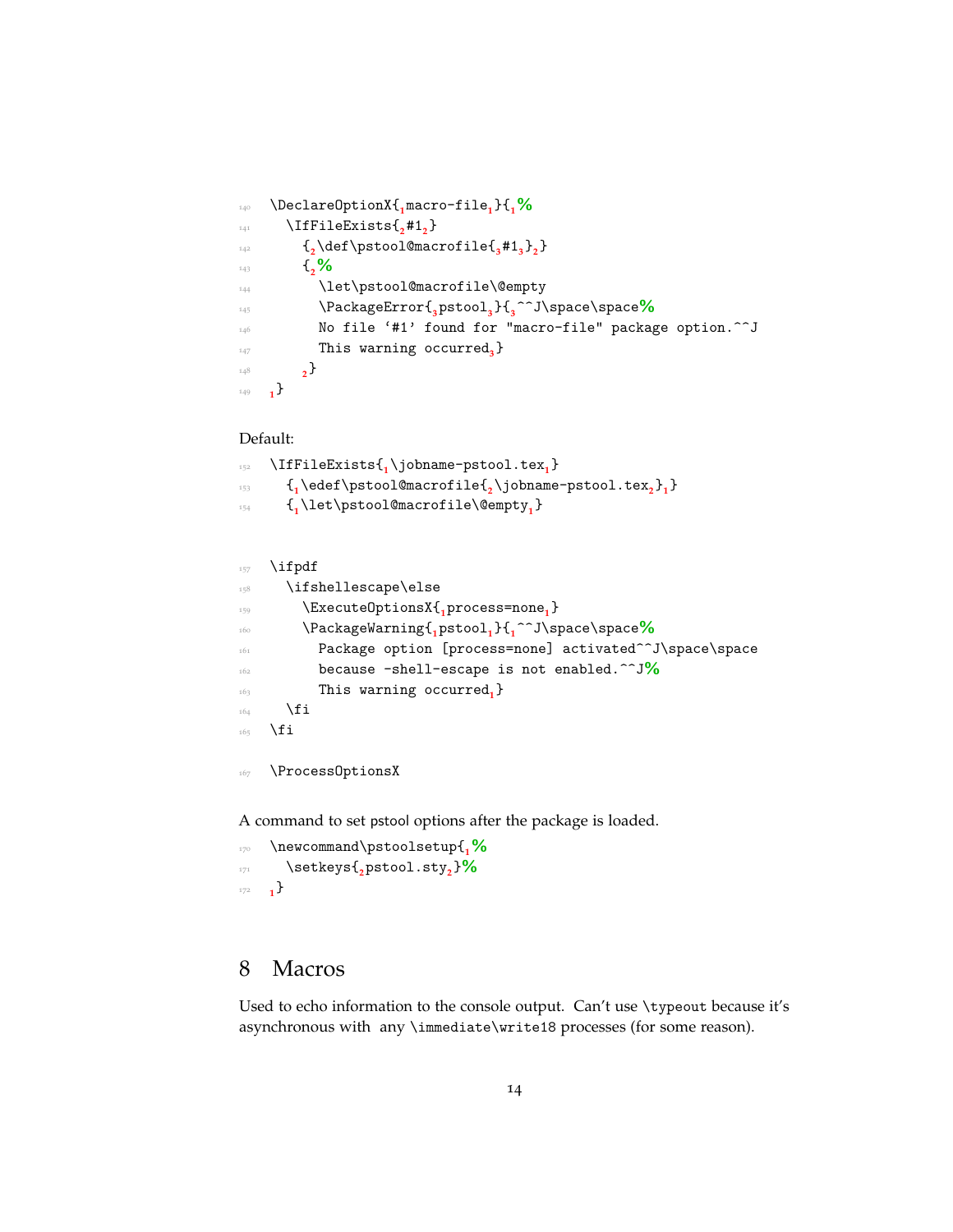```
\DeclareOptionX{macro-file}{%
  \IfFileExists{#1}
    {\def\pstool@macrofile{#1}}
    {%
      \let\pstool@macrofile\@empty
      \PackageError{pstool}{^^J\space\space%
      No file ‘#1’ found for "macro-file" package option.^^J
      This warning occurred}
    }
}
```

Default:

```
\IfFileExists{\jobname-pstool.tex}
  {\edef\pstool@macrofile{\jobname-pstool.tex}}
  {\let\pstool@macrofile\@empty}
```

```
\ifpdf
  \ifshellescape\else
    \ExecuteOptionsX{process=none}
    \PackageWarning{pstool}{^^J\space\space%
      Package option [process=none] activated^^J\space\space
      because -shell-escape is not enabled.^^J%
      This warning occurred}
  \fi
\fi
```

```
\ProcessOptionsX
```

A command to set pstool options after the package is loaded.

```
\newcommand\pstoolsetup{%
  \setkeys{pstool.sty}%
}
```

# 8 Macros

Used to echo information to the console output. Can't use `\typeout` because it's asynchronous with any `\immediate\write18` processes (for some reason).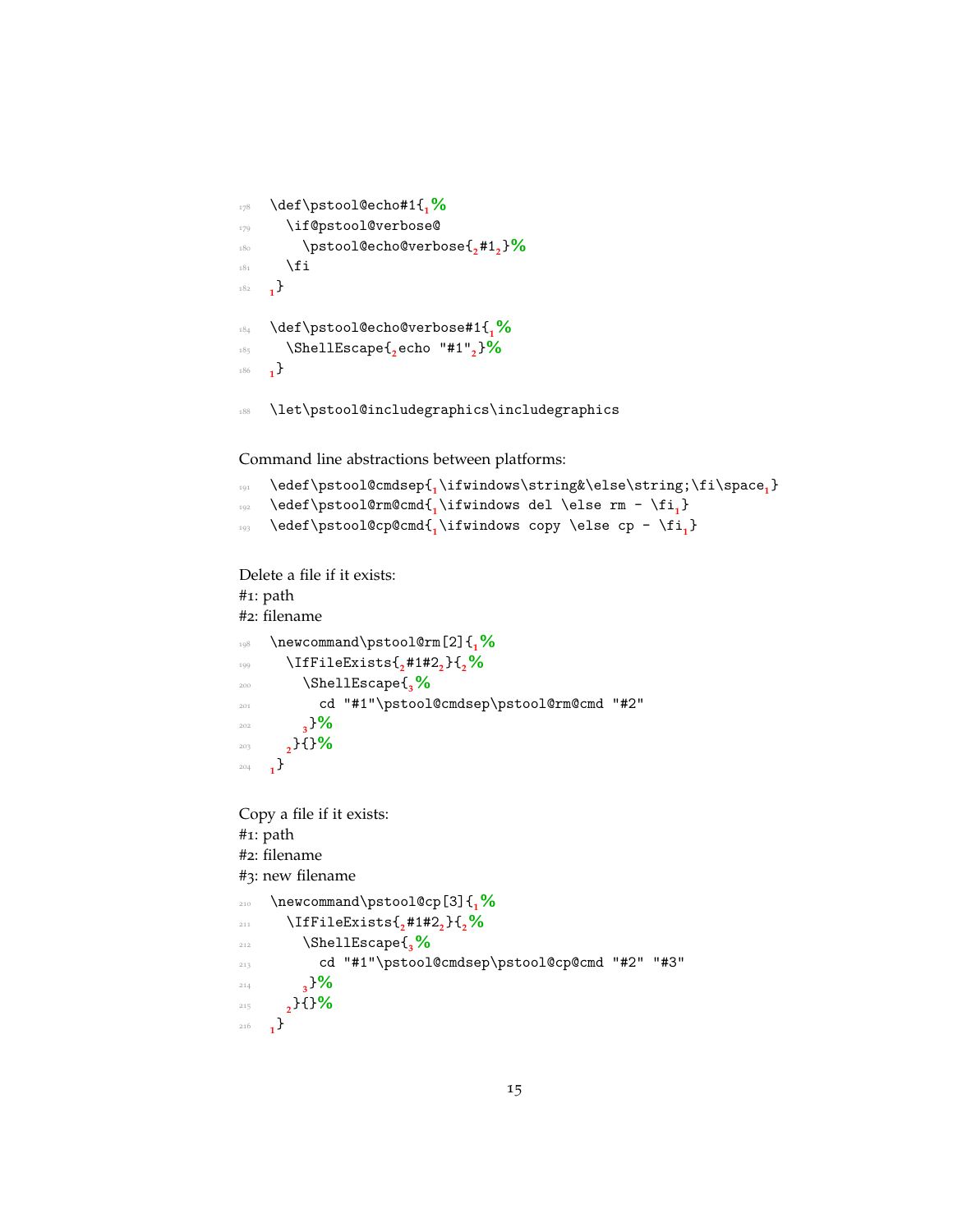```
178 \def\pstool@echo#1{%
179   \if@pstool@verbose@
180     \pstool@echo@verbose{#1}%
181   \fi
182 }

184 \def\pstool@echo@verbose#1{%
185   \ShellEscape{echo "#1"}%
186 }

188 \let\pstool@includegraphics\includegraphics
```

Command line abstractions between platforms:

```
191 \edef\pstool@cmdsep{\ifwindows\string&\else\string;\fi\space}
192 \edef\pstool@rm@cmd{\ifwindows del \else rm - \fi}
193 \edef\pstool@cp@cmd{\ifwindows copy \else cp - \fi}
```

Delete a file if it exists:
#1: path
#2: filename

```
198 \newcommand\pstool@rm[2]{%
199   \IfFileExists{#1#2}{%
200     \ShellEscape{%
201       cd "#1"\pstool@cmdsep\pstool@rm@cmd "#2"
202     }%
203   }{}%
204 }
```

Copy a file if it exists:
#1: path
#2: filename
#3: new filename

```
210 \newcommand\pstool@cp[3]{%
211   \IfFileExists{#1#2}{%
212     \ShellEscape{%
213       cd "#1"\pstool@cmdsep\pstool@cp@cmd "#2" "#3"
214     }%
215   }{}%
216 }
```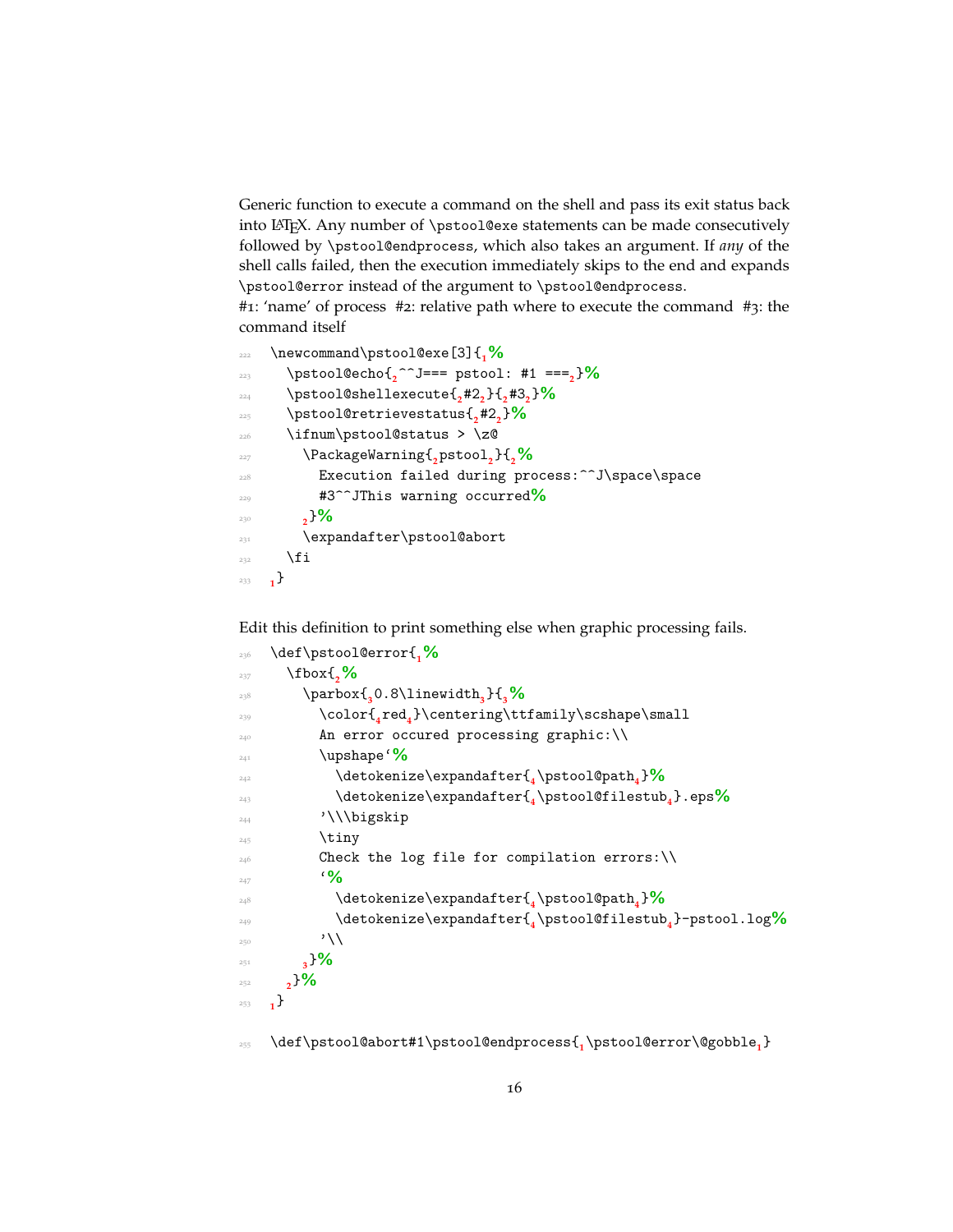Generic function to execute a command on the shell and pass its exit status back into LaTeX. Any number of `\pstool@exe` statements can be made consecutively followed by `\pstool@endprocess`, which also takes an argument. If *any* of the shell calls failed, then the execution immediately skips to the end and expands `\pstool@error` instead of the argument to `\pstool@endprocess`.
#1: 'name' of process #2: relative path where to execute the command #3: the command itself

```
222 \newcommand\pstool@exe[3]{%
223   \pstool@echo{^^J=== pstool: #1 ===}%
224   \pstool@shellexecute{#2}{#3}%
225   \pstool@retrievestatus{#2}%
226   \ifnum\pstool@status > \z@
227     \PackageWarning{pstool}{%
228       Execution failed during process:^^J\space\space
229       #3^^JThis warning occurred%
230     }%
231     \expandafter\pstool@abort
232   \fi
233 }
```

Edit this definition to print something else when graphic processing fails.

```
236 \def\pstool@error{%
237   \fbox{%
238     \parbox{0.8\linewidth}{%
239       \color{red}\centering\ttfamily\scshape\small
240       An error occured processing graphic:\\
241       \upshape`%
242         \detokenize\expandafter{\pstool@path}%
243         \detokenize\expandafter{\pstool@filestub}.eps%
244       '\\\bigskip
245       \tiny
246       Check the log file for compilation errors:\\
247       `%
248         \detokenize\expandafter{\pstool@path}%
249         \detokenize\expandafter{\pstool@filestub}-pstool.log%
250       '\\
251     }%
252   }%
253 }
```

```
255 \def\pstool@abort#1\pstool@endprocess{\pstool@error\@gobble}
```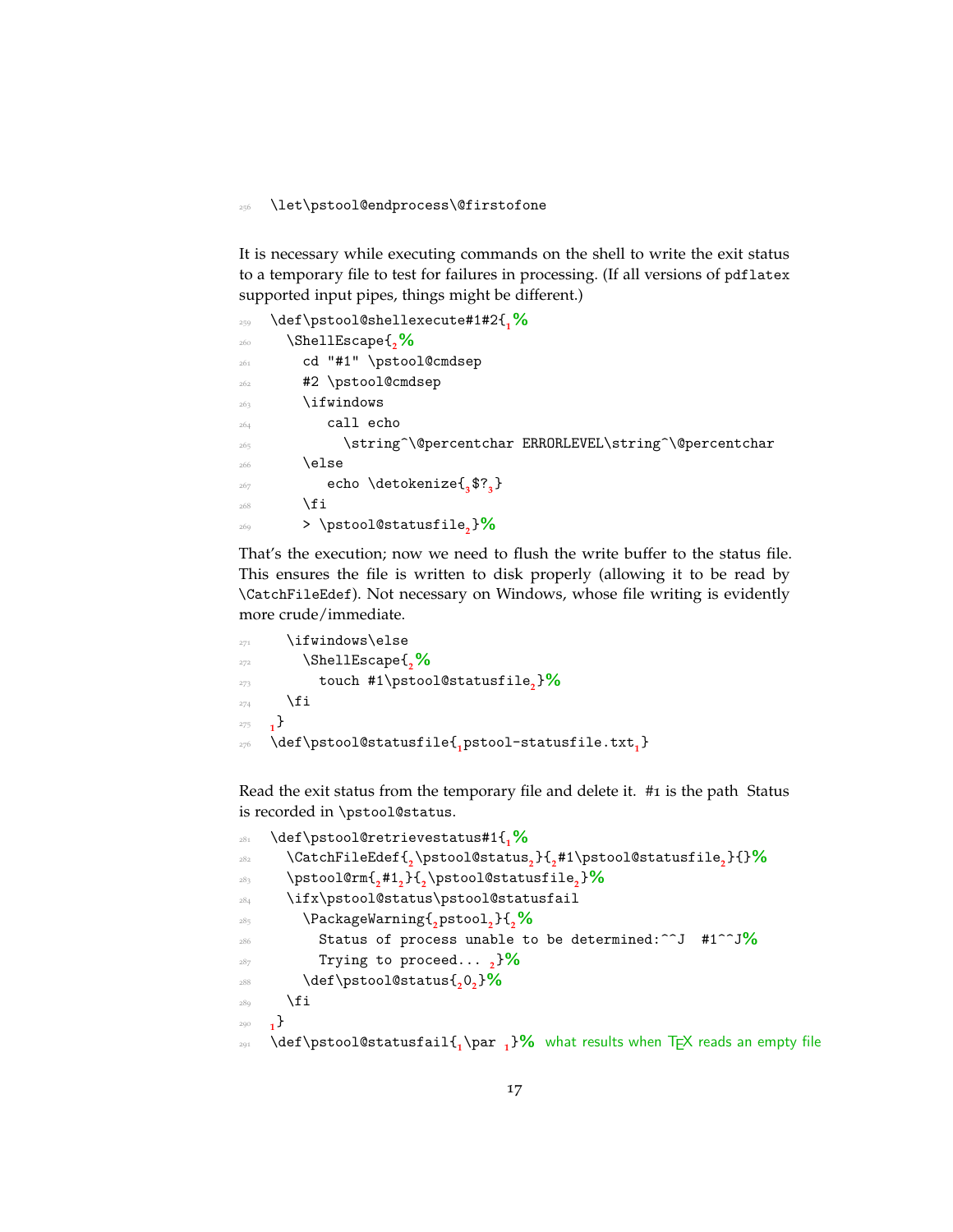```
256 \let\pstool@endprocess\@firstofone
```

It is necessary while executing commands on the shell to write the exit status to a temporary file to test for failures in processing. (If all versions of pdflatex supported input pipes, things might be different.)

```
259 \def\pstool@shellexecute#1#2{%
260   \ShellEscape{%
261     cd "#1" \pstool@cmdsep
262     #2 \pstool@cmdsep
263     \ifwindows
264        call echo
265          \string^\@percentchar ERRORLEVEL\string^\@percentchar
266     \else
267        echo \detokenize{$?}
268     \fi
269     > \pstool@statusfile}%
```

That's the execution; now we need to flush the write buffer to the status file. This ensures the file is written to disk properly (allowing it to be read by \CatchFileEdef). Not necessary on Windows, whose file writing is evidently more crude/immediate.

```
271   \ifwindows\else
272     \ShellEscape{%
273       touch #1\pstool@statusfile}%
274   \fi
275 }
276 \def\pstool@statusfile{pstool-statusfile.txt}
```

Read the exit status from the temporary file and delete it. #1 is the path Status is recorded in \pstool@status.

```
281 \def\pstool@retrievestatus#1{%
282   \CatchFileEdef{\pstool@status}{#1\pstool@statusfile}{}%
283   \pstool@rm{#1}{\pstool@statusfile}%
284   \ifx\pstool@status\pstool@statusfail
285     \PackageWarning{pstool}{%
286       Status of process unable to be determined:^^J  #1^^J%
287       Trying to proceed... }%
288     \def\pstool@status{0}%
289   \fi
290 }
291 \def\pstool@statusfail{\par }% what results when TEX reads an empty file
```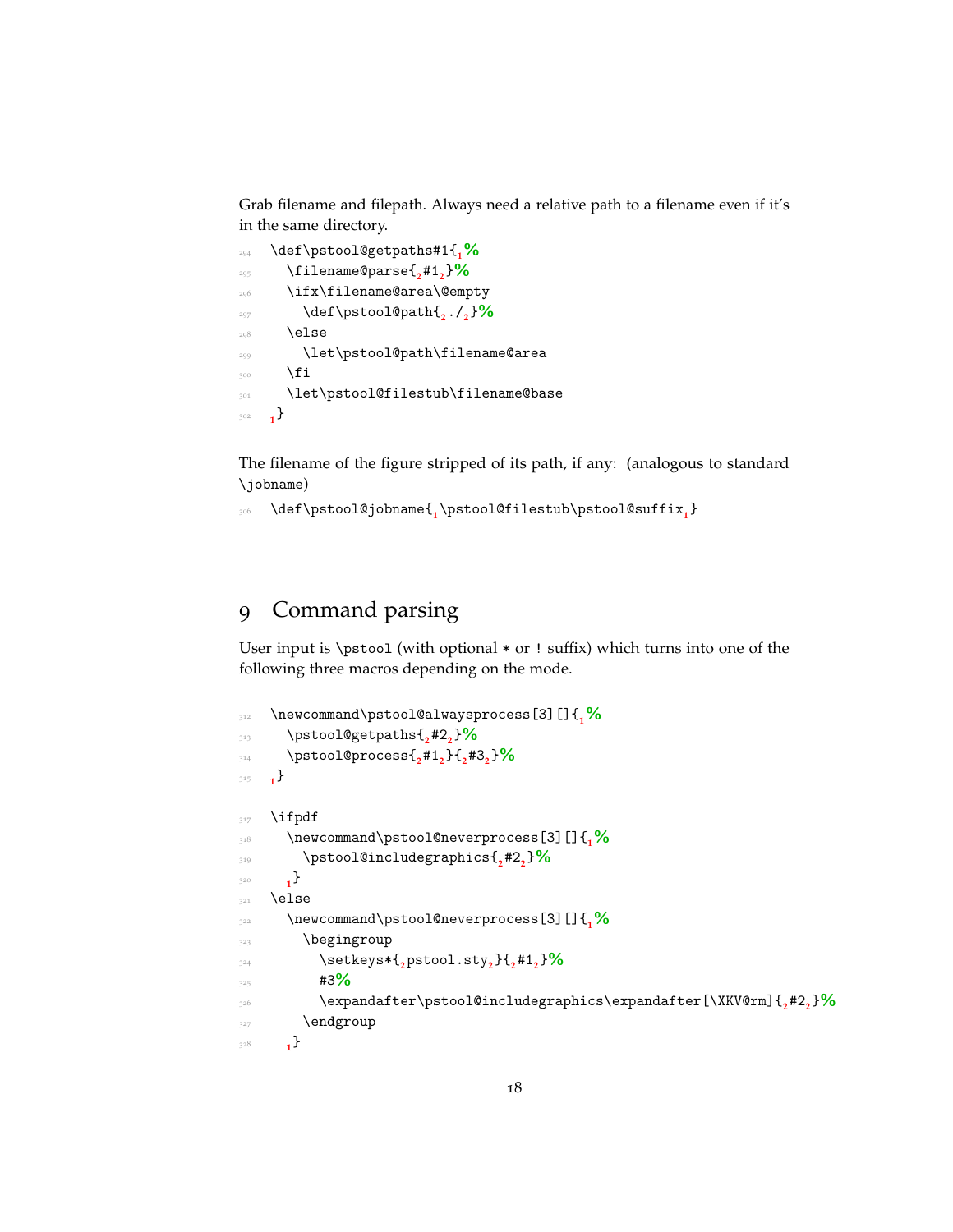Grab filename and filepath. Always need a relative path to a filename even if it's in the same directory.

```
294 \def\pstool@getpaths#1{%
295   \filename@parse{#1}%
296   \ifx\filename@area\@empty
297     \def\pstool@path{./}%
298   \else
299     \let\pstool@path\filename@area
300   \fi
301   \let\pstool@filestub\filename@base
302 }
```

The filename of the figure stripped of its path, if any: (analogous to standard \jobname)

```
306 \def\pstool@jobname{\pstool@filestub\pstool@suffix}
```

# 9 Command parsing

User input is \pstool (with optional * or ! suffix) which turns into one of the following three macros depending on the mode.

```
312 \newcommand\pstool@alwaysprocess[3][]{%
313   \pstool@getpaths{#2}%
314   \pstool@process{#1}{#3}%
315 }

317 \ifpdf
318   \newcommand\pstool@neverprocess[3][]{%
319     \pstool@includegraphics{#2}%
320   }
321 \else
322   \newcommand\pstool@neverprocess[3][]{%
323     \begingroup
324       \setkeys*{pstool.sty}{#1}%
325       #3%
326       \expandafter\pstool@includegraphics\expandafter[\XKV@rm]{#2}%
327     \endgroup
328   }
```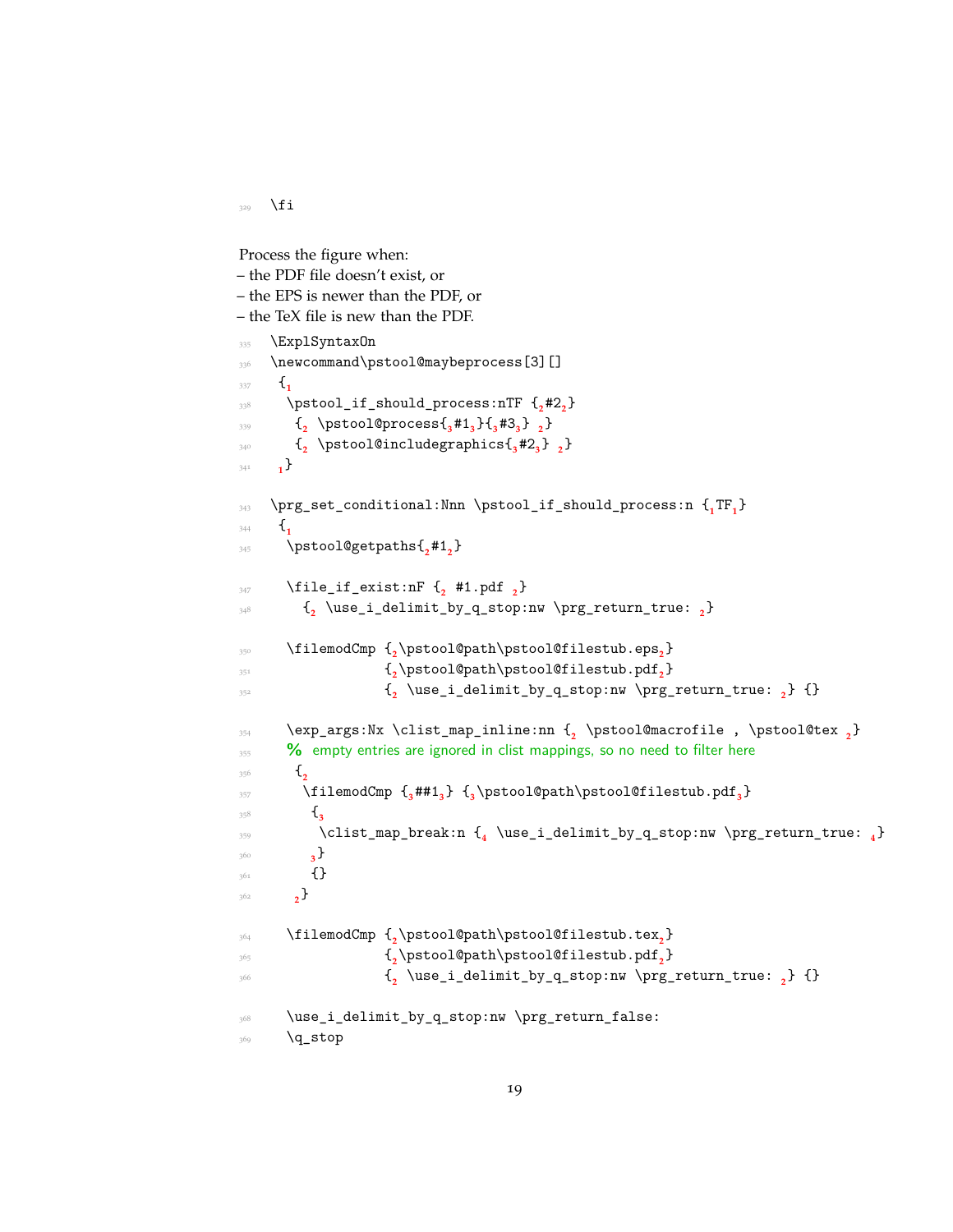```
329  \fi
```

Process the figure when:
– the PDF file doesn't exist, or
– the EPS is newer than the PDF, or
– the TeX file is new than the PDF.

```
335  \ExplSyntaxOn
336  \newcommand\pstool@maybeprocess[3][]
337   {
338    \pstool_if_should_process:nTF {#2}
339     { \pstool@process{#1}{#3} }
340     { \pstool@includegraphics{#2} }
341   }

343  \prg_set_conditional:Nnn \pstool_if_should_process:n {TF}
344   {
345    \pstool@getpaths{#1}

347    \file_if_exist:nF { #1.pdf }
348      { \use_i_delimit_by_q_stop:nw \prg_return_true: }

350    \filemodCmp {\pstool@path\pstool@filestub.eps}
351                {\pstool@path\pstool@filestub.pdf}
352                { \use_i_delimit_by_q_stop:nw \prg_return_true: } {}

354    \exp_args:Nx \clist_map_inline:nn { \pstool@macrofile , \pstool@tex }
355    % empty entries are ignored in clist mappings, so no need to filter here
356     {
357      \filemodCmp {##1} {\pstool@path\pstool@filestub.pdf}
358       {
359        \clist_map_break:n { \use_i_delimit_by_q_stop:nw \prg_return_true: }
360       }
361       {}
362     }

364    \filemodCmp {\pstool@path\pstool@filestub.tex}
365                {\pstool@path\pstool@filestub.pdf}
366                { \use_i_delimit_by_q_stop:nw \prg_return_true: } {}

368    \use_i_delimit_by_q_stop:nw \prg_return_false:
369    \q_stop
```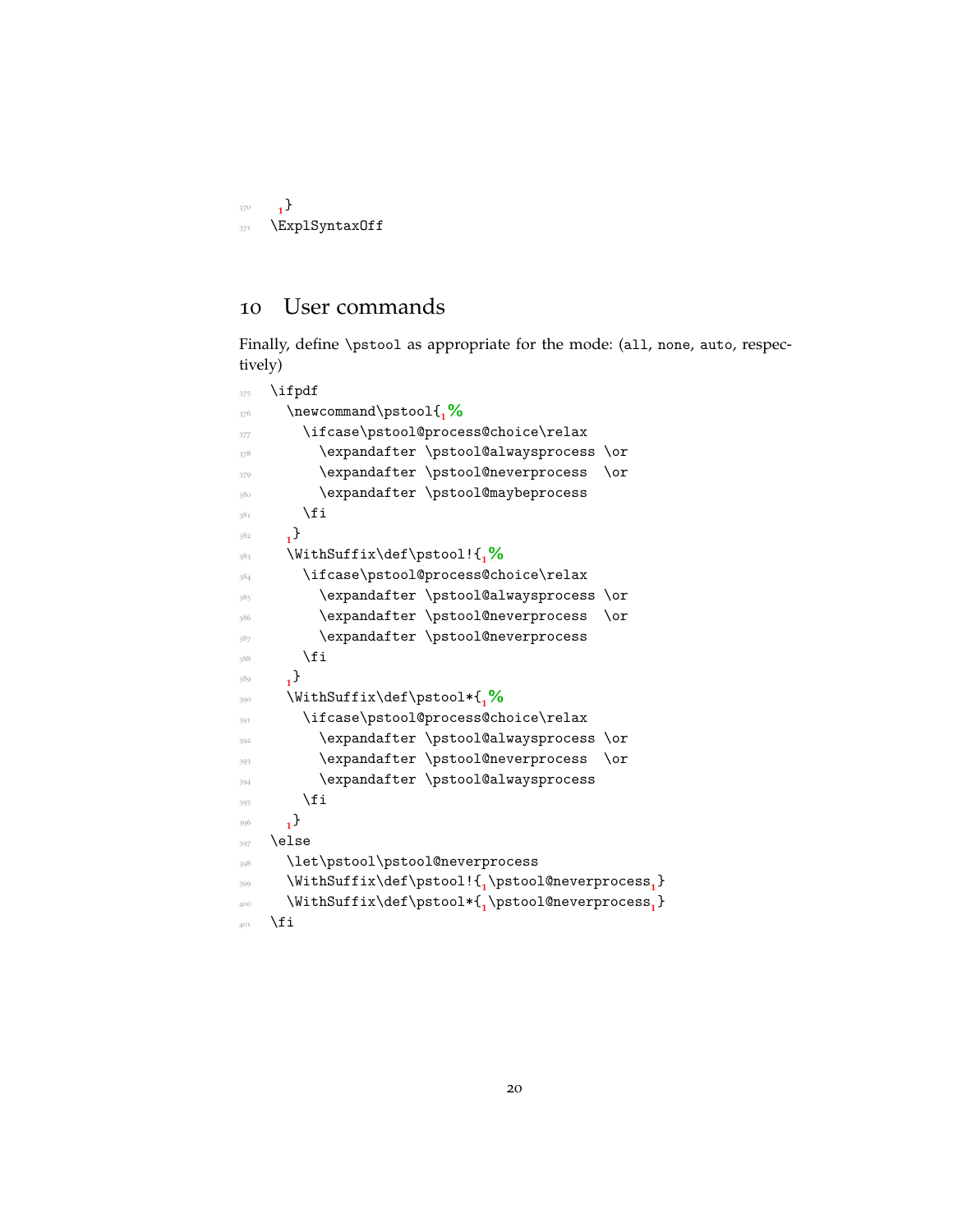```
370   }
371 \ExplSyntaxOff
```

## 10 User commands

Finally, define `\pstool` as appropriate for the mode: (`all`, `none`, `auto`, respectively)

```
375 \ifpdf
376   \newcommand\pstool{%
377     \ifcase\pstool@process@choice\relax
378       \expandafter \pstool@alwaysprocess \or
379       \expandafter \pstool@neverprocess  \or
380       \expandafter \pstool@maybeprocess
381     \fi
382   }
383   \WithSuffix\def\pstool!{%
384     \ifcase\pstool@process@choice\relax
385       \expandafter \pstool@alwaysprocess \or
386       \expandafter \pstool@neverprocess  \or
387       \expandafter \pstool@neverprocess
388     \fi
389   }
390   \WithSuffix\def\pstool*{%
391     \ifcase\pstool@process@choice\relax
392       \expandafter \pstool@alwaysprocess \or
393       \expandafter \pstool@neverprocess  \or
394       \expandafter \pstool@alwaysprocess
395     \fi
396   }
397 \else
398   \let\pstool\pstool@neverprocess
399   \WithSuffix\def\pstool!{\pstool@neverprocess}
400   \WithSuffix\def\pstool*{\pstool@neverprocess}
401 \fi
```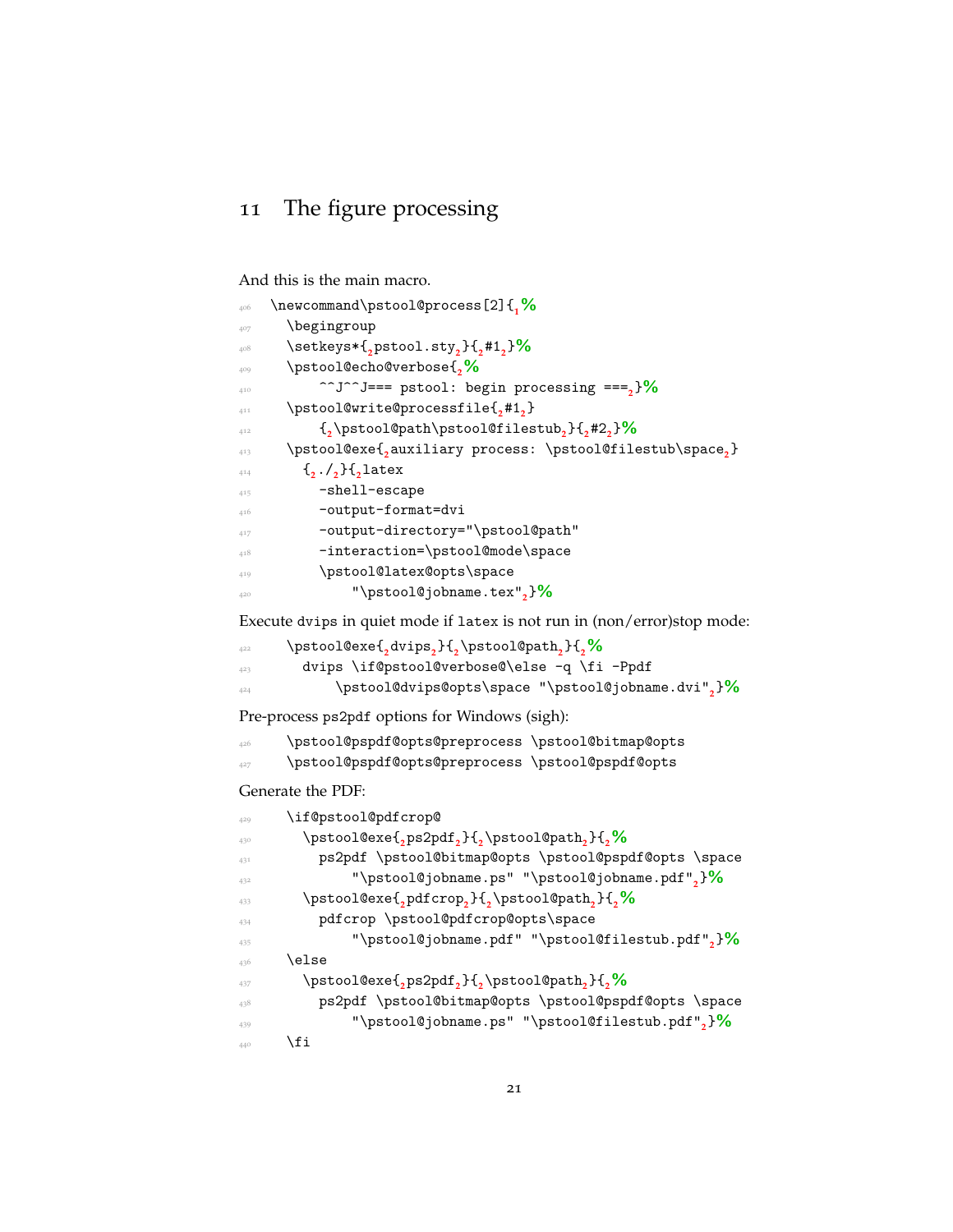## 11 The figure processing

And this is the main macro.

```
406  \newcommand\pstool@process[2]{%
407    \begingroup
408    \setkeys*{pstool.sty}{#1}%
409    \pstool@echo@verbose{%
410        ^^J^^J=== pstool: begin processing ===}%
411    \pstool@write@processfile{#1}
412        {\pstool@path\pstool@filestub}{#2}%
413    \pstool@exe{auxiliary process: \pstool@filestub\space}
414      {./}{latex
415        -shell-escape
416        -output-format=dvi
417        -output-directory="\pstool@path"
418        -interaction=\pstool@mode\space
419        \pstool@latex@opts\space
420            "\pstool@jobname.tex"}%
```

Execute dvips in quiet mode if latex is not run in (non/error)stop mode:

```
422    \pstool@exe{dvips}{\pstool@path}{%
423      dvips \if@pstool@verbose@\else -q \fi -Ppdf
424          \pstool@dvips@opts\space "\pstool@jobname.dvi"}%
```

Pre-process ps2pdf options for Windows (sigh):

```
426    \pstool@pspdf@opts@preprocess \pstool@bitmap@opts
427    \pstool@pspdf@opts@preprocess \pstool@pspdf@opts
```

Generate the PDF:

```
429    \if@pstool@pdfcrop@
430      \pstool@exe{ps2pdf}{\pstool@path}{%
431        ps2pdf \pstool@bitmap@opts \pstool@pspdf@opts \space
432            "\pstool@jobname.ps" "\pstool@jobname.pdf"}%
433      \pstool@exe{pdfcrop}{\pstool@path}{%
434        pdfcrop \pstool@pdfcrop@opts\space
435            "\pstool@jobname.pdf" "\pstool@filestub.pdf"}%
436    \else
437      \pstool@exe{ps2pdf}{\pstool@path}{%
438        ps2pdf \pstool@bitmap@opts \pstool@pspdf@opts \space
439            "\pstool@jobname.ps" "\pstool@filestub.pdf"}%
440    \fi
```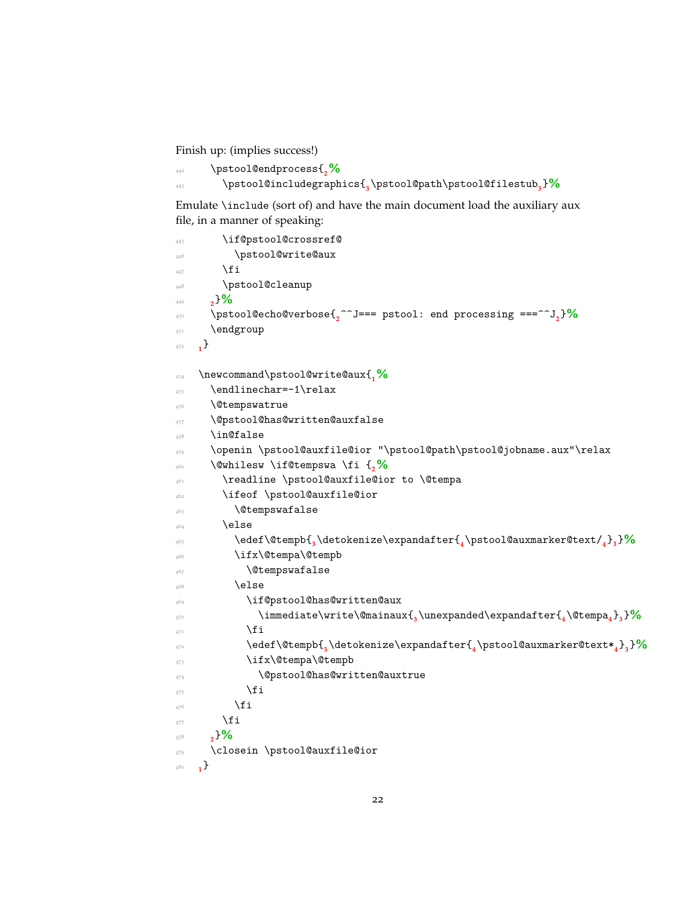Finish up: (implies success!)

```
442     \pstool@endprocess{%
443       \pstool@includegraphics{\pstool@path\pstool@filestub}%
```

Emulate \include (sort of) and have the main document load the auxiliary aux file, in a manner of speaking:

```
445       \if@pstool@crossref@
446         \pstool@write@aux
447       \fi
448       \pstool@cleanup
449     }%
450     \pstool@echo@verbose{^^J=== pstool: end processing ===^^J}%
451     \endgroup
452   }

454   \newcommand\pstool@write@aux{%
455     \endlinechar=-1\relax
456     \@tempswatrue
457     \@pstool@has@written@auxfalse
458     \in@false
459     \openin \pstool@auxfile@ior "\pstool@path\pstool@jobname.aux"\relax
460     \@whilesw \if@tempswa \fi {%
461       \readline \pstool@auxfile@ior to \@tempa
462       \ifeof \pstool@auxfile@ior
463         \@tempswafalse
464       \else
465         \edef\@tempb{\detokenize\expandafter{\pstool@auxmarker@text/}}%
466         \ifx\@tempa\@tempb
467           \@tempswafalse
468         \else
469           \if@pstool@has@written@aux
470             \immediate\write\@mainaux{\unexpanded\expandafter{\@tempa}}%
471           \fi
472           \edef\@tempb{\detokenize\expandafter{\pstool@auxmarker@text*}}%
473           \ifx\@tempa\@tempb
474             \@pstool@has@written@auxtrue
475           \fi
476         \fi
477       \fi
478     }%
479     \closein \pstool@auxfile@ior
480   }
```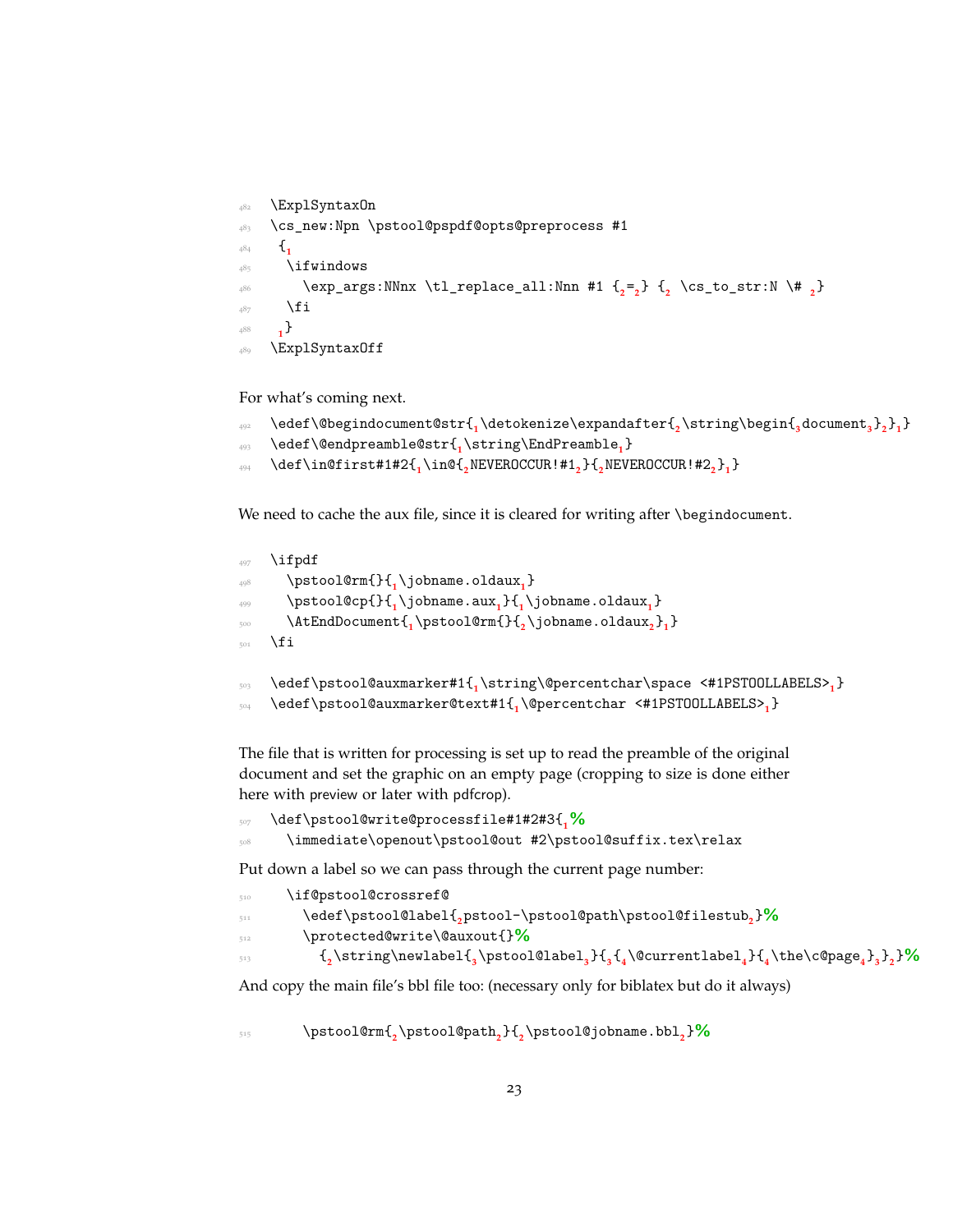```
\ExplSyntaxOn
\cs_new:Npn \pstool@pspdf@opts@preprocess #1
 {
  \ifwindows
    \exp_args:NNnx \tl_replace_all:Nnn #1 {=} { \cs_to_str:N \# }
  \fi
 }
\ExplSyntaxOff
```

For what's coming next.

```
\edef\@begindocument@str{\detokenize\expandafter{\string\begin{document}}}
\edef\@endpreamble@str{\string\EndPreamble}
\def\in@first#1#2{\in@{NEVEROCCUR!#1}{NEVEROCCUR!#2}}
```

We need to cache the aux file, since it is cleared for writing after `\begindocument`.

```
\ifpdf
  \pstool@rm{}{\jobname.oldaux}
  \pstool@cp{}{\jobname.aux}{\jobname.oldaux}
  \AtEndDocument{\pstool@rm{}{\jobname.oldaux}}
\fi

\edef\pstool@auxmarker#1{\string\@percentchar\space <#1PSTOOLLABELS>}
\edef\pstool@auxmarker@text#1{\@percentchar <#1PSTOOLLABELS>}
```

The file that is written for processing is set up to read the preamble of the original document and set the graphic on an empty page (cropping to size is done either here with preview or later with pdfcrop).

```
\def\pstool@write@processfile#1#2#3{%
  \immediate\openout\pstool@out #2\pstool@suffix.tex\relax
```

Put down a label so we can pass through the current page number:

```
  \if@pstool@crossref@
    \edef\pstool@label{pstool-\pstool@path\pstool@filestub}%
    \protected@write\@auxout{}%
      {\string\newlabel{\pstool@label}{{\@currentlabel}{\the\c@page}}}%
```

And copy the main file's bbl file too: (necessary only for biblatex but do it always)

```
    \pstool@rm{\pstool@path}{\pstool@jobname.bbl}%
```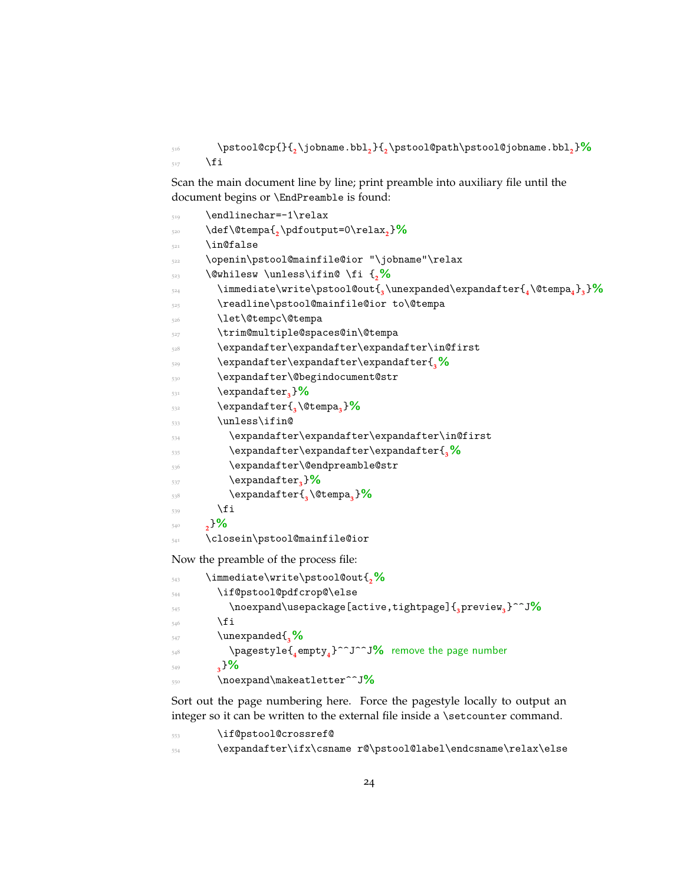```
516     \pstool@cp{}{\jobname.bbl}{\pstool@path\pstool@jobname.bbl}%
517   \fi
```

Scan the main document line by line; print preamble into auxiliary file until the document begins or `\EndPreamble` is found:

```
519   \endlinechar=-1\relax
520   \def\@tempa{\pdfoutput=0\relax}%
521   \in@false
522   \openin\pstool@mainfile@ior "\jobname"\relax
523   \@whilesw \unless\ifin@ \fi {%
524     \immediate\write\pstool@out{\unexpanded\expandafter{\@tempa}}%
525     \readline\pstool@mainfile@ior to\@tempa
526     \let\@tempc\@tempa
527     \trim@multiple@spaces@in\@tempa
528     \expandafter\expandafter\expandafter\in@first
529     \expandafter\expandafter\expandafter{%
530     \expandafter\@begindocument@str
531     \expandafter}%
532     \expandafter{\@tempa}%
533     \unless\ifin@
534       \expandafter\expandafter\expandafter\in@first
535       \expandafter\expandafter\expandafter{%
536       \expandafter\@endpreamble@str
537       \expandafter}%
538       \expandafter{\@tempa}%
539     \fi
540   }%
541   \closein\pstool@mainfile@ior
```

Now the preamble of the process file:

```
543   \immediate\write\pstool@out{%
544     \if@pstool@pdfcrop@\else
545       \noexpand\usepackage[active,tightpage]{preview}^^J%
546     \fi
547     \unexpanded{%
548       \pagestyle{empty}^^J^^J% remove the page number
549     }%
550     \noexpand\makeatletter^^J%
```

Sort out the page numbering here. Force the pagestyle locally to output an integer so it can be written to the external file inside a `\setcounter` command.

```
553     \if@pstool@crossref@
554     \expandafter\ifx\csname r@\pstool@label\endcsname\relax\else
```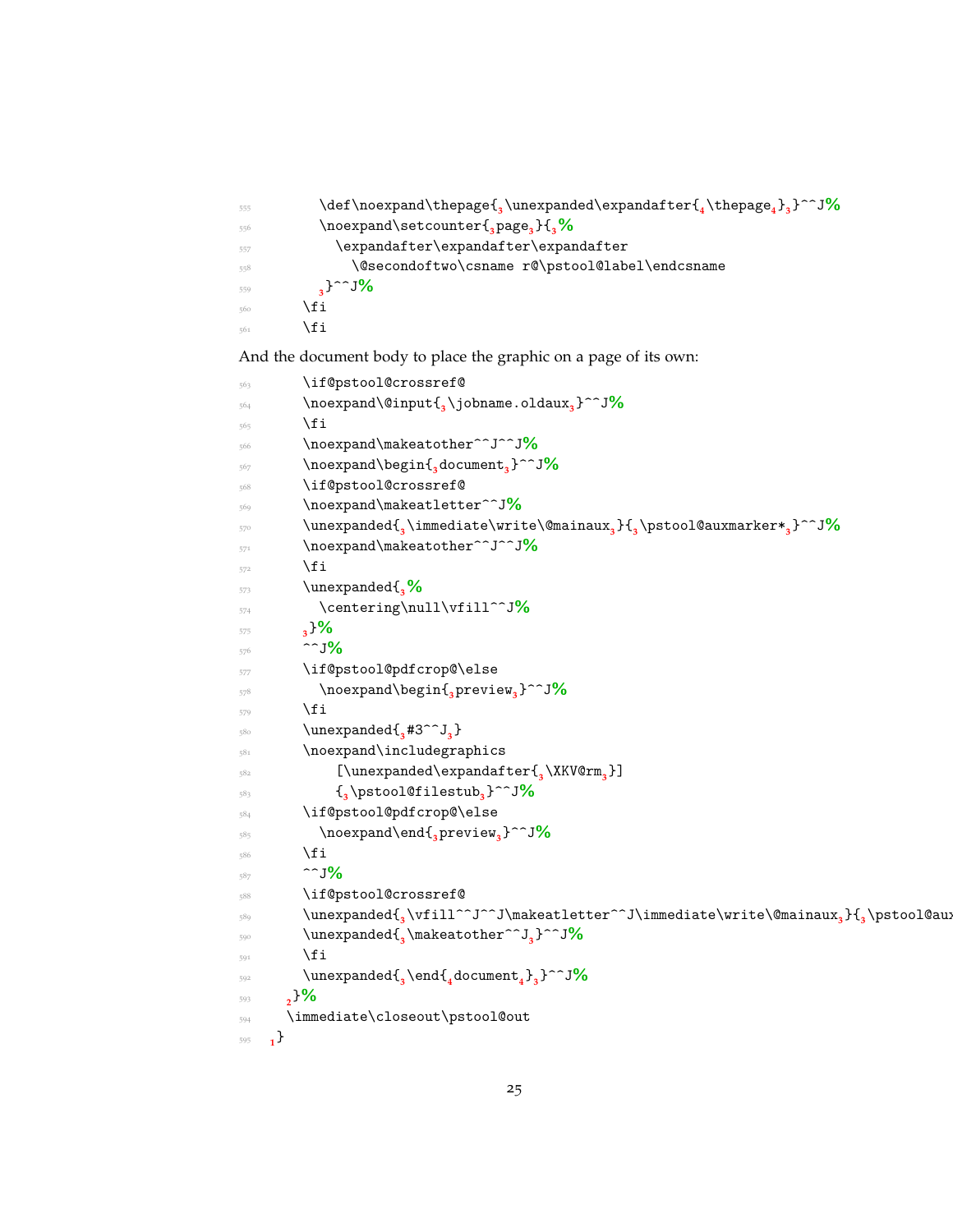```
555         \def\noexpand\thepage{\unexpanded\expandafter{\thepage}}^^J%
556         \noexpand\setcounter{page}{%
557           \expandafter\expandafter\expandafter
558             \@secondoftwo\csname r@\pstool@label\endcsname
559         }^^J%
560       \fi
561       \fi
```

And the document body to place the graphic on a page of its own:

```
563       \if@pstool@crossref@
564       \noexpand\@input{\jobname.oldaux}^^J%
565       \fi
566       \noexpand\makeatother^^J^^J%
567       \noexpand\begin{document}^^J%
568       \if@pstool@crossref@
569       \noexpand\makeatletter^^J%
570       \unexpanded{\immediate\write\@mainaux}{\pstool@auxmarker*}^^J%
571       \noexpand\makeatother^^J^^J%
572       \fi
573       \unexpanded{%
574         \centering\null\vfill^^J%
575       }%
576       ^^J%
577       \if@pstool@pdfcrop@\else
578         \noexpand\begin{preview}^^J%
579       \fi
580       \unexpanded{#3^^J}
581       \noexpand\includegraphics
582           [\unexpanded\expandafter{\XKV@rm}]
583           {\pstool@filestub}^^J%
584       \if@pstool@pdfcrop@\else
585         \noexpand\end{preview}^^J%
586       \fi
587       ^^J%
588       \if@pstool@crossref@
589       \unexpanded{\vfill^^J^^J\makeatletter^^J\immediate\write\@mainaux}{\pstool@aux
590       \unexpanded{\makeatother^^J}^^J%
591       \fi
592       \unexpanded{\end{document}}^^J%
593     }%
594     \immediate\closeout\pstool@out
595   }
```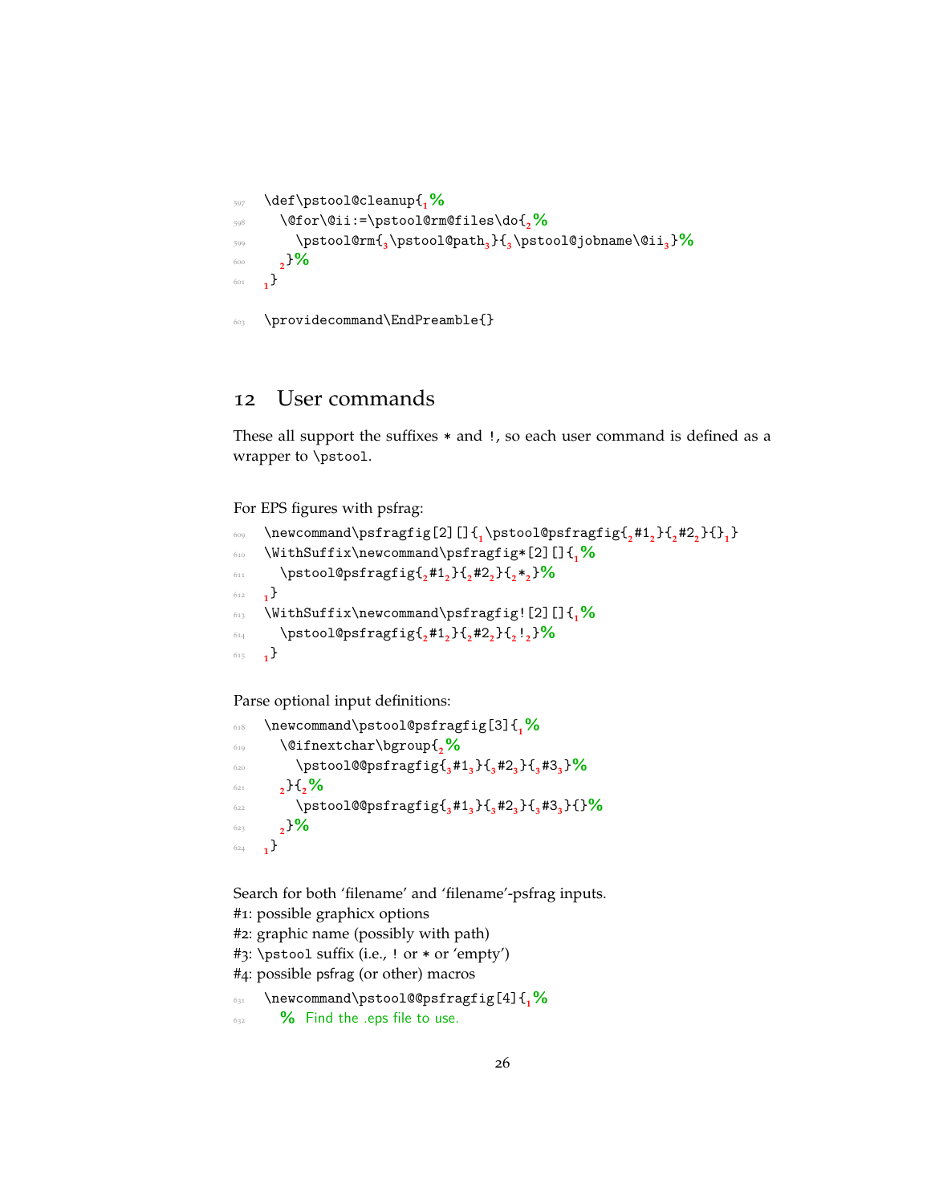```
\def\pstool@cleanup{%
  \@for\@ii:=\pstool@rm@files\do{%
    \pstool@rm{\pstool@path}{\pstool@jobname\@ii}%
  }%
}

\providecommand\EndPreamble{}
```

## 12 User commands

These all support the suffixes * and !, so each user command is defined as a wrapper to `\pstool`.

For EPS figures with psfrag:

```
\newcommand\psfragfig[2][]{\pstool@psfragfig{#1}{#2}{}}
\WithSuffix\newcommand\psfragfig*[2][]{%
  \pstool@psfragfig{#1}{#2}{*}%
}
\WithSuffix\newcommand\psfragfig![2][]{%
  \pstool@psfragfig{#1}{#2}{!}%
}
```

Parse optional input definitions:

```
\newcommand\pstool@psfragfig[3]{%
  \@ifnextchar\bgroup{%
    \pstool@@psfragfig{#1}{#2}{#3}%
  }{%
    \pstool@@psfragfig{#1}{#2}{#3}{}%
  }%
}
```

Search for both 'filename' and 'filename'-psfrag inputs.
#1: possible graphicx options
#2: graphic name (possibly with path)
#3: `\pstool` suffix (i.e., ! or * or 'empty')
#4: possible psfrag (or other) macros

```
\newcommand\pstool@@psfragfig[4]{%
  % Find the .eps file to use.
```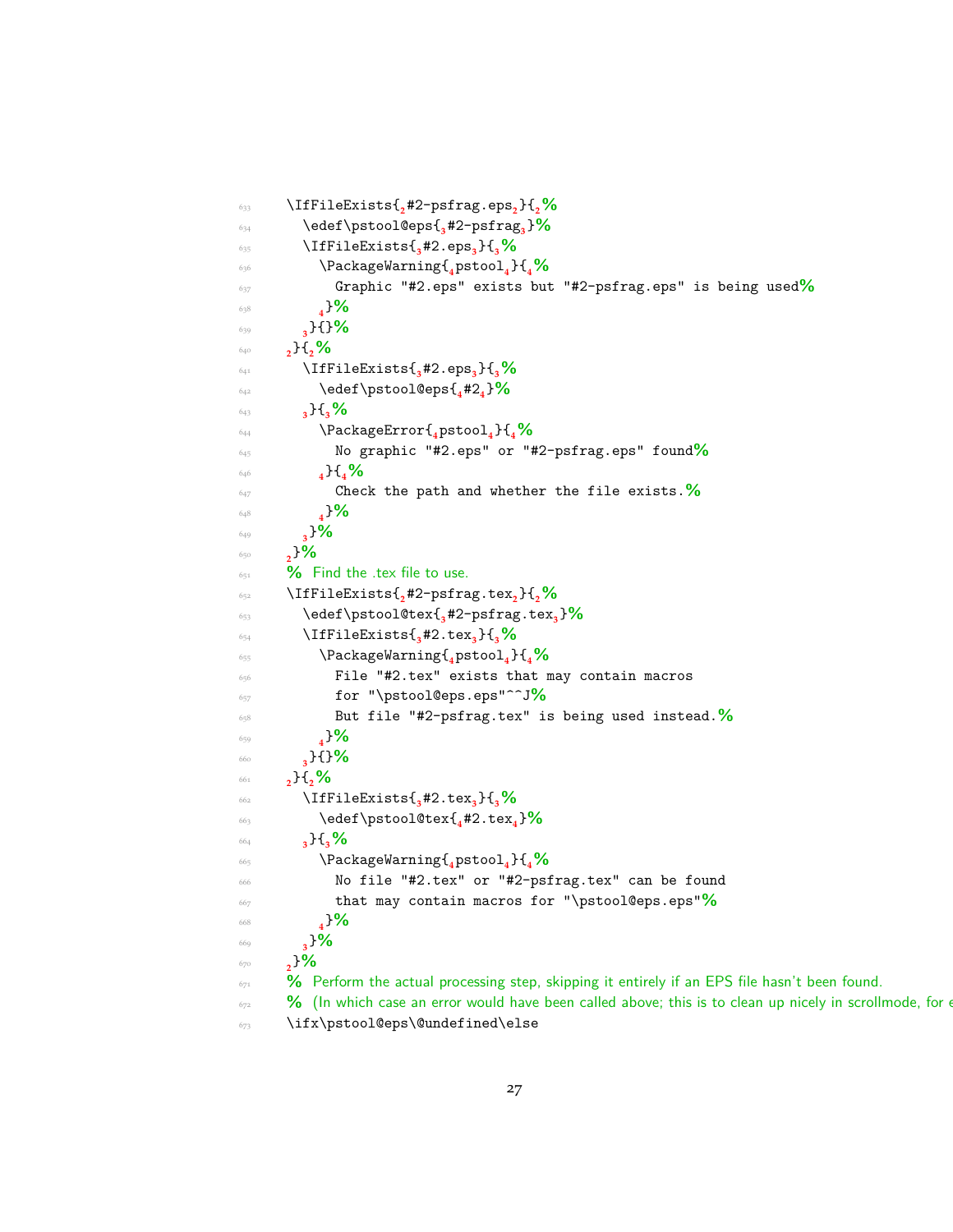```
633     \IfFileExists{#2-psfrag.eps}{%
634       \edef\pstool@eps{#2-psfrag}%
635       \IfFileExists{#2.eps}{%
636         \PackageWarning{pstool}{%
637           Graphic "#2.eps" exists but "#2-psfrag.eps" is being used%
638         }%
639       }{}%
640     }{%
641       \IfFileExists{#2.eps}{%
642         \edef\pstool@eps{#2}%
643       }{%
644         \PackageError{pstool}{%
645           No graphic "#2.eps" or "#2-psfrag.eps" found%
646         }{%
647           Check the path and whether the file exists.%
648         }%
649       }%
650     }%
651     % Find the .tex file to use.
652     \IfFileExists{#2-psfrag.tex}{%
653       \edef\pstool@tex{#2-psfrag.tex}%
654       \IfFileExists{#2.tex}{%
655         \PackageWarning{pstool}{%
656           File "#2.tex" exists that may contain macros
657           for "\pstool@eps.eps"^^J%
658           But file "#2-psfrag.tex" is being used instead.%
659         }%
660       }{}%
661     }{%
662       \IfFileExists{#2.tex}{%
663         \edef\pstool@tex{#2.tex}%
664       }{%
665         \PackageWarning{pstool}{%
666           No file "#2.tex" or "#2-psfrag.tex" can be found
667           that may contain macros for "\pstool@eps.eps"%
668         }%
669       }%
670     }%
671     % Perform the actual processing step, skipping it entirely if an EPS file hasn't been found.
672     % (In which case an error would have been called above; this is to clean up nicely in scrollmode, for e
673     \ifx\pstool@eps\@undefined\else
```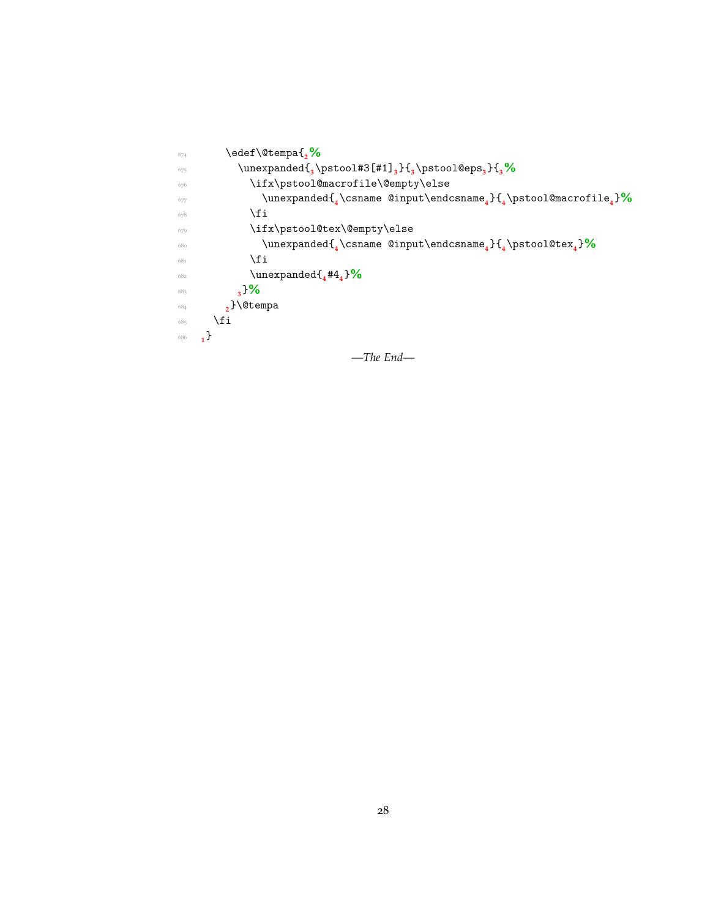```
674      \edef\@tempa{%
675        \unexpanded{\pstool#3[#1]}{\pstool@eps}{%
676          \ifx\pstool@macrofile\@empty\else
677            \unexpanded{\csname @input\endcsname}{\pstool@macrofile}%
678          \fi
679          \ifx\pstool@tex\@empty\else
680            \unexpanded{\csname @input\endcsname}{\pstool@tex}%
681          \fi
682          \unexpanded{#4}%
683        }%
684      }\@tempa
685    \fi
686  }
```

*—The End—*